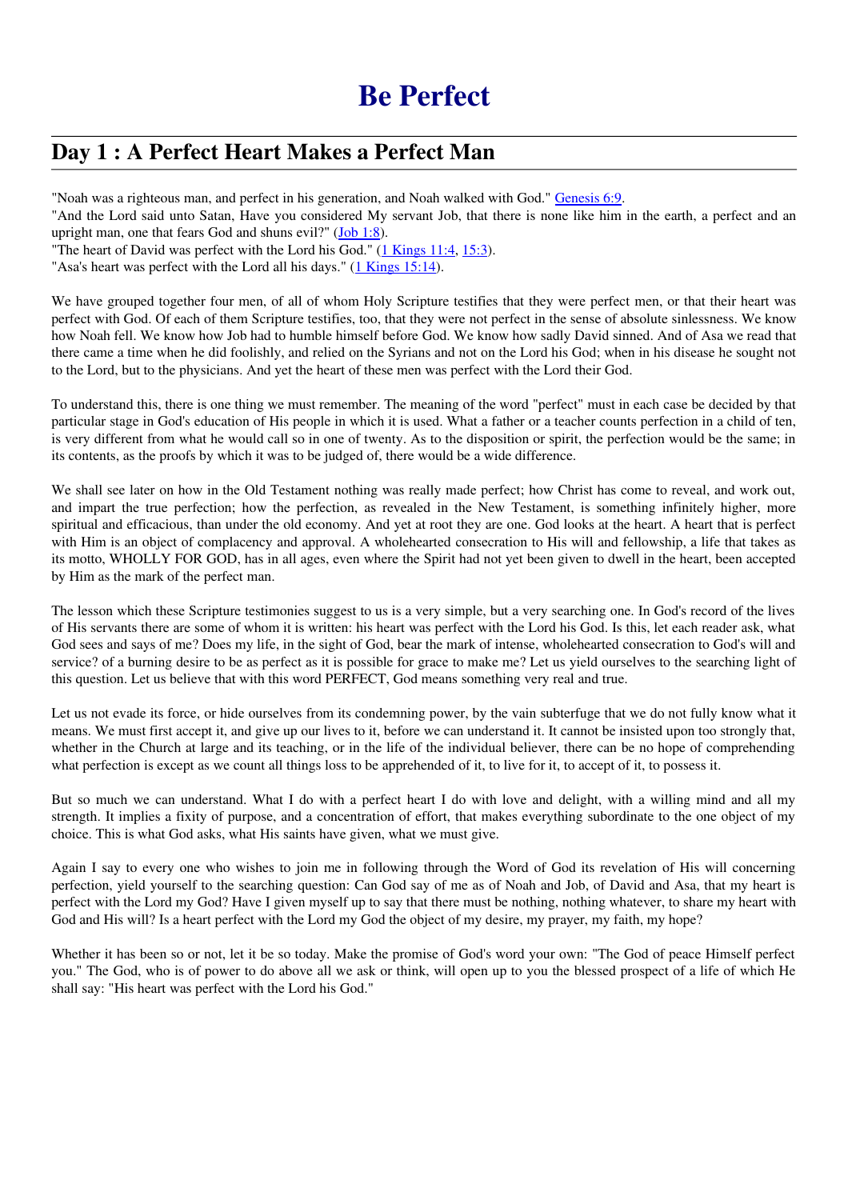# Be Perfect

## Day 1 : A Perfect Heart Makes a Perfect Man

"Noah was a righteous man, and perfect in his generation, and Noah walked with God." Genesis 6:9.
"And the Lord said unto Satan, Have you considered My servant Job, that there is none like him in the earth, a perfect and an upright man, one that fears God and shuns evil?" (Job 1:8).
"The heart of David was perfect with the Lord his God." (1 Kings 11:4, 15:3).
"Asa's heart was perfect with the Lord all his days." (1 Kings 15:14).

We have grouped together four men, of all of whom Holy Scripture testifies that they were perfect men, or that their heart was perfect with God. Of each of them Scripture testifies, too, that they were not perfect in the sense of absolute sinlessness. We know how Noah fell. We know how Job had to humble himself before God. We know how sadly David sinned. And of Asa we read that there came a time when he did foolishly, and relied on the Syrians and not on the Lord his God; when in his disease he sought not to the Lord, but to the physicians. And yet the heart of these men was perfect with the Lord their God.

To understand this, there is one thing we must remember. The meaning of the word "perfect" must in each case be decided by that particular stage in God's education of His people in which it is used. What a father or a teacher counts perfection in a child of ten, is very different from what he would call so in one of twenty. As to the disposition or spirit, the perfection would be the same; in its contents, as the proofs by which it was to be judged of, there would be a wide difference.

We shall see later on how in the Old Testament nothing was really made perfect; how Christ has come to reveal, and work out, and impart the true perfection; how the perfection, as revealed in the New Testament, is something infinitely higher, more spiritual and efficacious, than under the old economy. And yet at root they are one. God looks at the heart. A heart that is perfect with Him is an object of complacency and approval. A wholehearted consecration to His will and fellowship, a life that takes as its motto, WHOLLY FOR GOD, has in all ages, even where the Spirit had not yet been given to dwell in the heart, been accepted by Him as the mark of the perfect man.

The lesson which these Scripture testimonies suggest to us is a very simple, but a very searching one. In God's record of the lives of His servants there are some of whom it is written: his heart was perfect with the Lord his God. Is this, let each reader ask, what God sees and says of me? Does my life, in the sight of God, bear the mark of intense, wholehearted consecration to God's will and service? of a burning desire to be as perfect as it is possible for grace to make me? Let us yield ourselves to the searching light of this question. Let us believe that with this word PERFECT, God means something very real and true.

Let us not evade its force, or hide ourselves from its condemning power, by the vain subterfuge that we do not fully know what it means. We must first accept it, and give up our lives to it, before we can understand it. It cannot be insisted upon too strongly that, whether in the Church at large and its teaching, or in the life of the individual believer, there can be no hope of comprehending what perfection is except as we count all things loss to be apprehended of it, to live for it, to accept of it, to possess it.

But so much we can understand. What I do with a perfect heart I do with love and delight, with a willing mind and all my strength. It implies a fixity of purpose, and a concentration of effort, that makes everything subordinate to the one object of my choice. This is what God asks, what His saints have given, what we must give.

Again I say to every one who wishes to join me in following through the Word of God its revelation of His will concerning perfection, yield yourself to the searching question: Can God say of me as of Noah and Job, of David and Asa, that my heart is perfect with the Lord my God? Have I given myself up to say that there must be nothing, nothing whatever, to share my heart with God and His will? Is a heart perfect with the Lord my God the object of my desire, my prayer, my faith, my hope?

Whether it has been so or not, let it be so today. Make the promise of God's word your own: "The God of peace Himself perfect you." The God, who is of power to do above all we ask or think, will open up to you the blessed prospect of a life of which He shall say: "His heart was perfect with the Lord his God."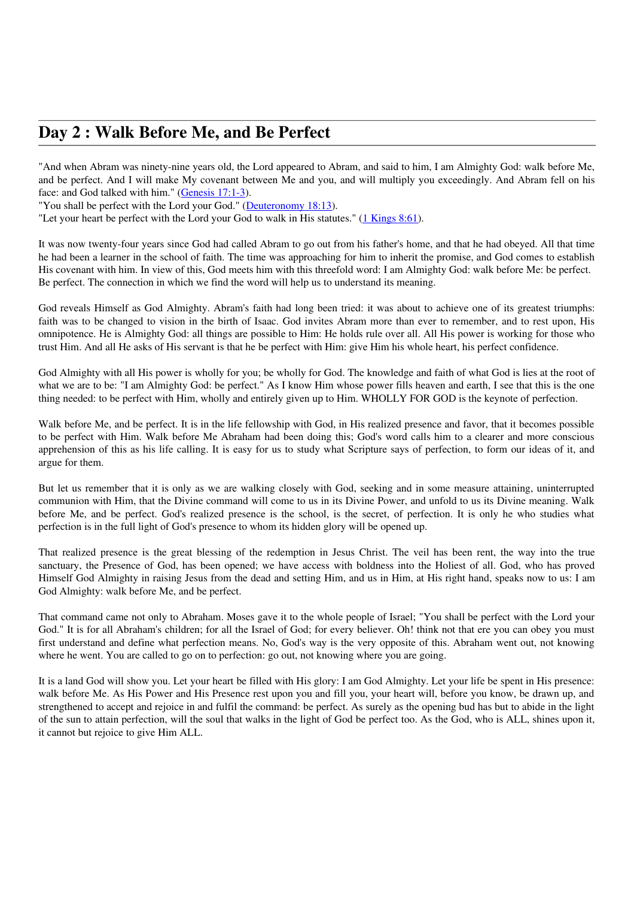## Day 2 : Walk Before Me, and Be Perfect

"And when Abram was ninety-nine years old, the Lord appeared to Abram, and said to him, I am Almighty God: walk before Me, and be perfect. And I will make My covenant between Me and you, and will multiply you exceedingly. And Abram fell on his face: and God talked with him." (Genesis 17:1-3).
"You shall be perfect with the Lord your God." (Deuteronomy 18:13).
"Let your heart be perfect with the Lord your God to walk in His statutes." (1 Kings 8:61).

It was now twenty-four years since God had called Abram to go out from his father's home, and that he had obeyed. All that time he had been a learner in the school of faith. The time was approaching for him to inherit the promise, and God comes to establish His covenant with him. In view of this, God meets him with this threefold word: I am Almighty God: walk before Me: be perfect. Be perfect. The connection in which we find the word will help us to understand its meaning.

God reveals Himself as God Almighty. Abram's faith had long been tried: it was about to achieve one of its greatest triumphs: faith was to be changed to vision in the birth of Isaac. God invites Abram more than ever to remember, and to rest upon, His omnipotence. He is Almighty God: all things are possible to Him: He holds rule over all. All His power is working for those who trust Him. And all He asks of His servant is that he be perfect with Him: give Him his whole heart, his perfect confidence.

God Almighty with all His power is wholly for you; be wholly for God. The knowledge and faith of what God is lies at the root of what we are to be: "I am Almighty God: be perfect." As I know Him whose power fills heaven and earth, I see that this is the one thing needed: to be perfect with Him, wholly and entirely given up to Him. WHOLLY FOR GOD is the keynote of perfection.

Walk before Me, and be perfect. It is in the life fellowship with God, in His realized presence and favor, that it becomes possible to be perfect with Him. Walk before Me Abraham had been doing this; God's word calls him to a clearer and more conscious apprehension of this as his life calling. It is easy for us to study what Scripture says of perfection, to form our ideas of it, and argue for them.

But let us remember that it is only as we are walking closely with God, seeking and in some measure attaining, uninterrupted communion with Him, that the Divine command will come to us in its Divine Power, and unfold to us its Divine meaning. Walk before Me, and be perfect. God's realized presence is the school, is the secret, of perfection. It is only he who studies what perfection is in the full light of God's presence to whom its hidden glory will be opened up.

That realized presence is the great blessing of the redemption in Jesus Christ. The veil has been rent, the way into the true sanctuary, the Presence of God, has been opened; we have access with boldness into the Holiest of all. God, who has proved Himself God Almighty in raising Jesus from the dead and setting Him, and us in Him, at His right hand, speaks now to us: I am God Almighty: walk before Me, and be perfect.

That command came not only to Abraham. Moses gave it to the whole people of Israel; "You shall be perfect with the Lord your God." It is for all Abraham's children; for all the Israel of God; for every believer. Oh! think not that ere you can obey you must first understand and define what perfection means. No, God's way is the very opposite of this. Abraham went out, not knowing where he went. You are called to go on to perfection: go out, not knowing where you are going.

It is a land God will show you. Let your heart be filled with His glory: I am God Almighty. Let your life be spent in His presence: walk before Me. As His Power and His Presence rest upon you and fill you, your heart will, before you know, be drawn up, and strengthened to accept and rejoice in and fulfil the command: be perfect. As surely as the opening bud has but to abide in the light of the sun to attain perfection, will the soul that walks in the light of God be perfect too. As the God, who is ALL, shines upon it, it cannot but rejoice to give Him ALL.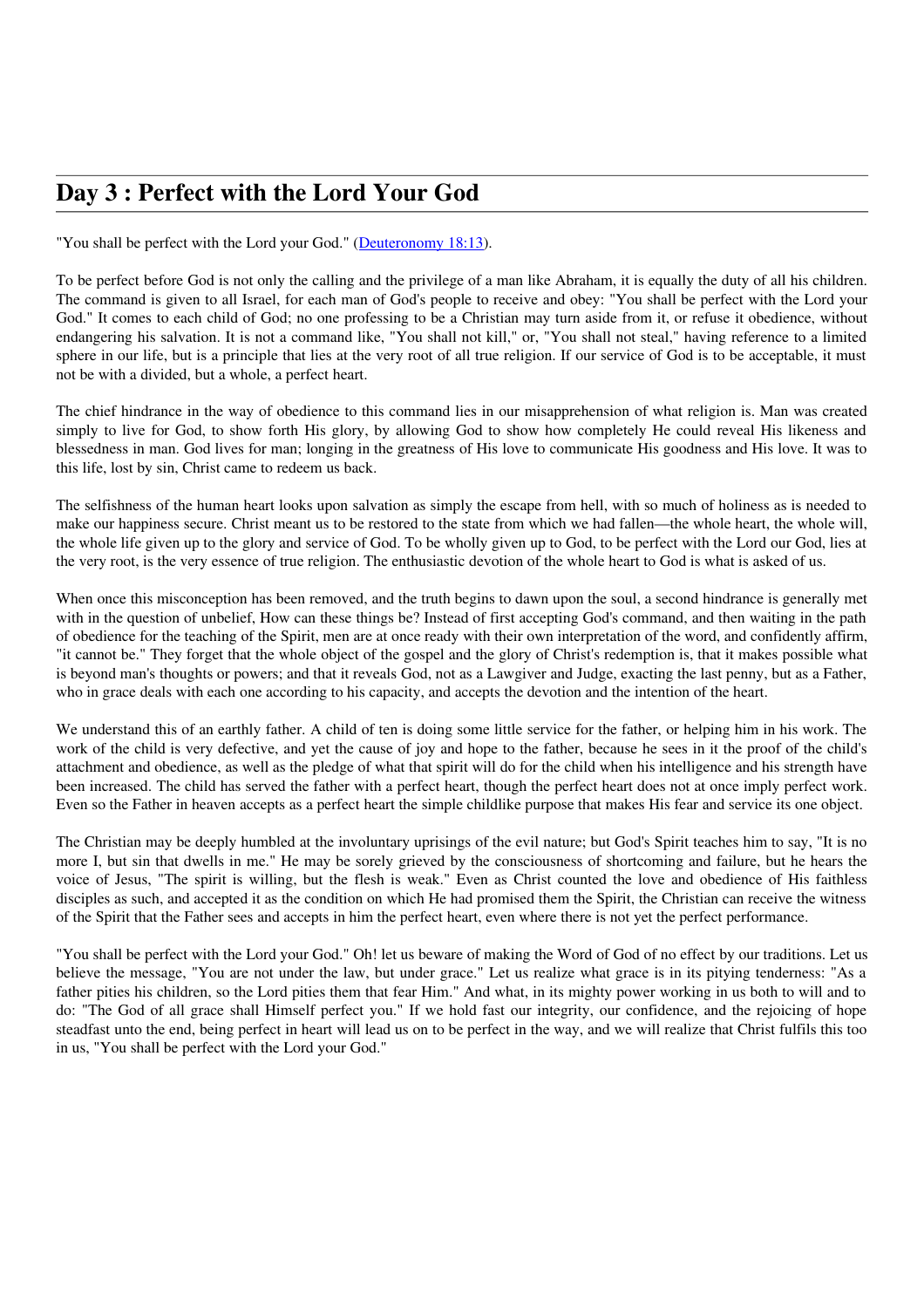## Day 3 : Perfect with the Lord Your God

"You shall be perfect with the Lord your God." (Deuteronomy 18:13).

To be perfect before God is not only the calling and the privilege of a man like Abraham, it is equally the duty of all his children. The command is given to all Israel, for each man of God's people to receive and obey: "You shall be perfect with the Lord your God." It comes to each child of God; no one professing to be a Christian may turn aside from it, or refuse it obedience, without endangering his salvation. It is not a command like, "You shall not kill," or, "You shall not steal," having reference to a limited sphere in our life, but is a principle that lies at the very root of all true religion. If our service of God is to be acceptable, it must not be with a divided, but a whole, a perfect heart.

The chief hindrance in the way of obedience to this command lies in our misapprehension of what religion is. Man was created simply to live for God, to show forth His glory, by allowing God to show how completely He could reveal His likeness and blessedness in man. God lives for man; longing in the greatness of His love to communicate His goodness and His love. It was to this life, lost by sin, Christ came to redeem us back.

The selfishness of the human heart looks upon salvation as simply the escape from hell, with so much of holiness as is needed to make our happiness secure. Christ meant us to be restored to the state from which we had fallen—the whole heart, the whole will, the whole life given up to the glory and service of God. To be wholly given up to God, to be perfect with the Lord our God, lies at the very root, is the very essence of true religion. The enthusiastic devotion of the whole heart to God is what is asked of us.

When once this misconception has been removed, and the truth begins to dawn upon the soul, a second hindrance is generally met with in the question of unbelief, How can these things be? Instead of first accepting God's command, and then waiting in the path of obedience for the teaching of the Spirit, men are at once ready with their own interpretation of the word, and confidently affirm, "it cannot be." They forget that the whole object of the gospel and the glory of Christ's redemption is, that it makes possible what is beyond man's thoughts or powers; and that it reveals God, not as a Lawgiver and Judge, exacting the last penny, but as a Father, who in grace deals with each one according to his capacity, and accepts the devotion and the intention of the heart.

We understand this of an earthly father. A child of ten is doing some little service for the father, or helping him in his work. The work of the child is very defective, and yet the cause of joy and hope to the father, because he sees in it the proof of the child's attachment and obedience, as well as the pledge of what that spirit will do for the child when his intelligence and his strength have been increased. The child has served the father with a perfect heart, though the perfect heart does not at once imply perfect work. Even so the Father in heaven accepts as a perfect heart the simple childlike purpose that makes His fear and service its one object.

The Christian may be deeply humbled at the involuntary uprisings of the evil nature; but God's Spirit teaches him to say, "It is no more I, but sin that dwells in me." He may be sorely grieved by the consciousness of shortcoming and failure, but he hears the voice of Jesus, "The spirit is willing, but the flesh is weak." Even as Christ counted the love and obedience of His faithless disciples as such, and accepted it as the condition on which He had promised them the Spirit, the Christian can receive the witness of the Spirit that the Father sees and accepts in him the perfect heart, even where there is not yet the perfect performance.

"You shall be perfect with the Lord your God." Oh! let us beware of making the Word of God of no effect by our traditions. Let us believe the message, "You are not under the law, but under grace." Let us realize what grace is in its pitying tenderness: "As a father pities his children, so the Lord pities them that fear Him." And what, in its mighty power working in us both to will and to do: "The God of all grace shall Himself perfect you." If we hold fast our integrity, our confidence, and the rejoicing of hope steadfast unto the end, being perfect in heart will lead us on to be perfect in the way, and we will realize that Christ fulfils this too in us, "You shall be perfect with the Lord your God."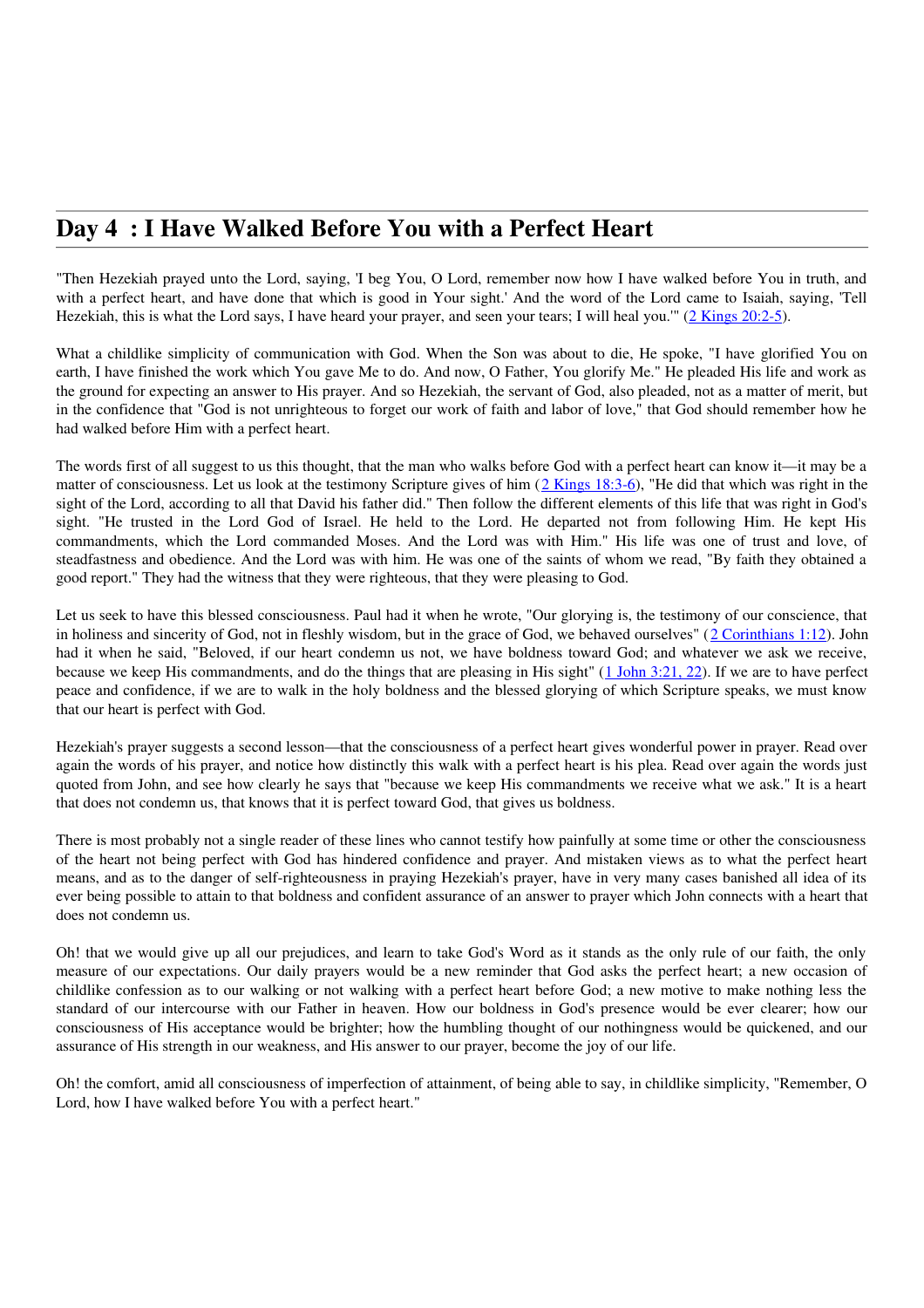## Day 4 : I Have Walked Before You with a Perfect Heart

"Then Hezekiah prayed unto the Lord, saying, 'I beg You, O Lord, remember now how I have walked before You in truth, and with a perfect heart, and have done that which is good in Your sight.' And the word of the Lord came to Isaiah, saying, 'Tell Hezekiah, this is what the Lord says, I have heard your prayer, and seen your tears; I will heal you.'" (2 Kings 20:2-5).

What a childlike simplicity of communication with God. When the Son was about to die, He spoke, "I have glorified You on earth, I have finished the work which You gave Me to do. And now, O Father, You glorify Me." He pleaded His life and work as the ground for expecting an answer to His prayer. And so Hezekiah, the servant of God, also pleaded, not as a matter of merit, but in the confidence that "God is not unrighteous to forget our work of faith and labor of love," that God should remember how he had walked before Him with a perfect heart.

The words first of all suggest to us this thought, that the man who walks before God with a perfect heart can know it—it may be a matter of consciousness. Let us look at the testimony Scripture gives of him (2 Kings 18:3-6), "He did that which was right in the sight of the Lord, according to all that David his father did." Then follow the different elements of this life that was right in God's sight. "He trusted in the Lord God of Israel. He held to the Lord. He departed not from following Him. He kept His commandments, which the Lord commanded Moses. And the Lord was with Him." His life was one of trust and love, of steadfastness and obedience. And the Lord was with him. He was one of the saints of whom we read, "By faith they obtained a good report." They had the witness that they were righteous, that they were pleasing to God.

Let us seek to have this blessed consciousness. Paul had it when he wrote, "Our glorying is, the testimony of our conscience, that in holiness and sincerity of God, not in fleshly wisdom, but in the grace of God, we behaved ourselves" (2 Corinthians 1:12). John had it when he said, "Beloved, if our heart condemn us not, we have boldness toward God; and whatever we ask we receive, because we keep His commandments, and do the things that are pleasing in His sight" (1 John 3:21, 22). If we are to have perfect peace and confidence, if we are to walk in the holy boldness and the blessed glorying of which Scripture speaks, we must know that our heart is perfect with God.

Hezekiah's prayer suggests a second lesson—that the consciousness of a perfect heart gives wonderful power in prayer. Read over again the words of his prayer, and notice how distinctly this walk with a perfect heart is his plea. Read over again the words just quoted from John, and see how clearly he says that "because we keep His commandments we receive what we ask." It is a heart that does not condemn us, that knows that it is perfect toward God, that gives us boldness.

There is most probably not a single reader of these lines who cannot testify how painfully at some time or other the consciousness of the heart not being perfect with God has hindered confidence and prayer. And mistaken views as to what the perfect heart means, and as to the danger of self-righteousness in praying Hezekiah's prayer, have in very many cases banished all idea of its ever being possible to attain to that boldness and confident assurance of an answer to prayer which John connects with a heart that does not condemn us.

Oh! that we would give up all our prejudices, and learn to take God's Word as it stands as the only rule of our faith, the only measure of our expectations. Our daily prayers would be a new reminder that God asks the perfect heart; a new occasion of childlike confession as to our walking or not walking with a perfect heart before God; a new motive to make nothing less the standard of our intercourse with our Father in heaven. How our boldness in God's presence would be ever clearer; how our consciousness of His acceptance would be brighter; how the humbling thought of our nothingness would be quickened, and our assurance of His strength in our weakness, and His answer to our prayer, become the joy of our life.

Oh! the comfort, amid all consciousness of imperfection of attainment, of being able to say, in childlike simplicity, "Remember, O Lord, how I have walked before You with a perfect heart."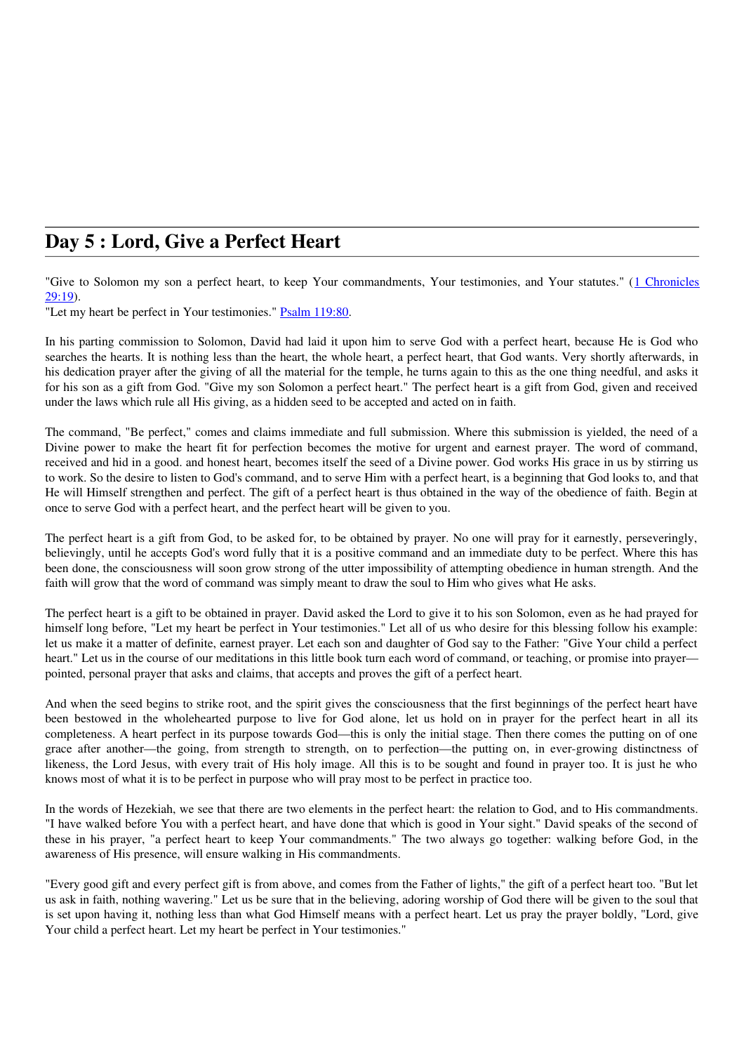## Day 5 : Lord, Give a Perfect Heart

"Give to Solomon my son a perfect heart, to keep Your commandments, Your testimonies, and Your statutes." (1 Chronicles 29:19).
"Let my heart be perfect in Your testimonies." Psalm 119:80.

In his parting commission to Solomon, David had laid it upon him to serve God with a perfect heart, because He is God who searches the hearts. It is nothing less than the heart, the whole heart, a perfect heart, that God wants. Very shortly afterwards, in his dedication prayer after the giving of all the material for the temple, he turns again to this as the one thing needful, and asks it for his son as a gift from God. "Give my son Solomon a perfect heart." The perfect heart is a gift from God, given and received under the laws which rule all His giving, as a hidden seed to be accepted and acted on in faith.

The command, "Be perfect," comes and claims immediate and full submission. Where this submission is yielded, the need of a Divine power to make the heart fit for perfection becomes the motive for urgent and earnest prayer. The word of command, received and hid in a good. and honest heart, becomes itself the seed of a Divine power. God works His grace in us by stirring us to work. So the desire to listen to God's command, and to serve Him with a perfect heart, is a beginning that God looks to, and that He will Himself strengthen and perfect. The gift of a perfect heart is thus obtained in the way of the obedience of faith. Begin at once to serve God with a perfect heart, and the perfect heart will be given to you.

The perfect heart is a gift from God, to be asked for, to be obtained by prayer. No one will pray for it earnestly, perseveringly, believingly, until he accepts God's word fully that it is a positive command and an immediate duty to be perfect. Where this has been done, the consciousness will soon grow strong of the utter impossibility of attempting obedience in human strength. And the faith will grow that the word of command was simply meant to draw the soul to Him who gives what He asks.

The perfect heart is a gift to be obtained in prayer. David asked the Lord to give it to his son Solomon, even as he had prayed for himself long before, "Let my heart be perfect in Your testimonies." Let all of us who desire for this blessing follow his example: let us make it a matter of definite, earnest prayer. Let each son and daughter of God say to the Father: "Give Your child a perfect heart." Let us in the course of our meditations in this little book turn each word of command, or teaching, or promise into prayer—pointed, personal prayer that asks and claims, that accepts and proves the gift of a perfect heart.

And when the seed begins to strike root, and the spirit gives the consciousness that the first beginnings of the perfect heart have been bestowed in the wholehearted purpose to live for God alone, let us hold on in prayer for the perfect heart in all its completeness. A heart perfect in its purpose towards God—this is only the initial stage. Then there comes the putting on of one grace after another—the going, from strength to strength, on to perfection—the putting on, in ever-growing distinctness of likeness, the Lord Jesus, with every trait of His holy image. All this is to be sought and found in prayer too. It is just he who knows most of what it is to be perfect in purpose who will pray most to be perfect in practice too.

In the words of Hezekiah, we see that there are two elements in the perfect heart: the relation to God, and to His commandments. "I have walked before You with a perfect heart, and have done that which is good in Your sight." David speaks of the second of these in his prayer, "a perfect heart to keep Your commandments." The two always go together: walking before God, in the awareness of His presence, will ensure walking in His commandments.

"Every good gift and every perfect gift is from above, and comes from the Father of lights," the gift of a perfect heart too. "But let us ask in faith, nothing wavering." Let us be sure that in the believing, adoring worship of God there will be given to the soul that is set upon having it, nothing less than what God Himself means with a perfect heart. Let us pray the prayer boldly, "Lord, give Your child a perfect heart. Let my heart be perfect in Your testimonies."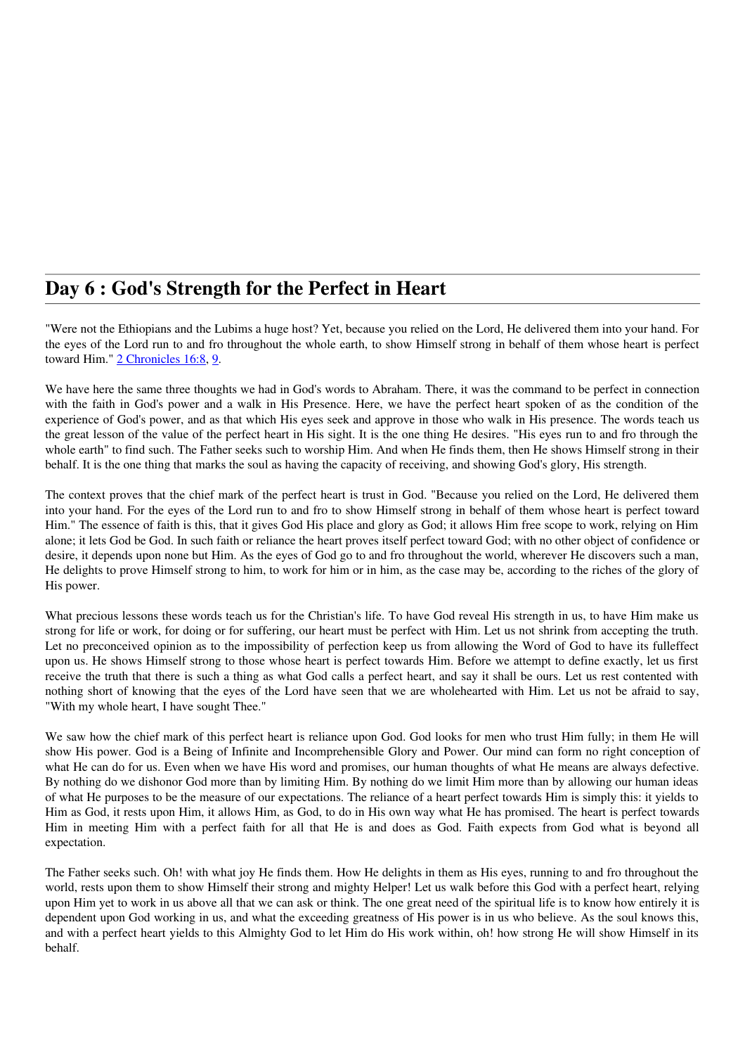## Day 6 : God's Strength for the Perfect in Heart

"Were not the Ethiopians and the Lubims a huge host? Yet, because you relied on the Lord, He delivered them into your hand. For the eyes of the Lord run to and fro throughout the whole earth, to show Himself strong in behalf of them whose heart is perfect toward Him." 2 Chronicles 16:8, 9.

We have here the same three thoughts we had in God's words to Abraham. There, it was the command to be perfect in connection with the faith in God's power and a walk in His Presence. Here, we have the perfect heart spoken of as the condition of the experience of God's power, and as that which His eyes seek and approve in those who walk in His presence. The words teach us the great lesson of the value of the perfect heart in His sight. It is the one thing He desires. "His eyes run to and fro through the whole earth" to find such. The Father seeks such to worship Him. And when He finds them, then He shows Himself strong in their behalf. It is the one thing that marks the soul as having the capacity of receiving, and showing God's glory, His strength.

The context proves that the chief mark of the perfect heart is trust in God. "Because you relied on the Lord, He delivered them into your hand. For the eyes of the Lord run to and fro to show Himself strong in behalf of them whose heart is perfect toward Him." The essence of faith is this, that it gives God His place and glory as God; it allows Him free scope to work, relying on Him alone; it lets God be God. In such faith or reliance the heart proves itself perfect toward God; with no other object of confidence or desire, it depends upon none but Him. As the eyes of God go to and fro throughout the world, wherever He discovers such a man, He delights to prove Himself strong to him, to work for him or in him, as the case may be, according to the riches of the glory of His power.

What precious lessons these words teach us for the Christian's life. To have God reveal His strength in us, to have Him make us strong for life or work, for doing or for suffering, our heart must be perfect with Him. Let us not shrink from accepting the truth. Let no preconceived opinion as to the impossibility of perfection keep us from allowing the Word of God to have its fulleffect upon us. He shows Himself strong to those whose heart is perfect towards Him. Before we attempt to define exactly, let us first receive the truth that there is such a thing as what God calls a perfect heart, and say it shall be ours. Let us rest contented with nothing short of knowing that the eyes of the Lord have seen that we are wholehearted with Him. Let us not be afraid to say, "With my whole heart, I have sought Thee."

We saw how the chief mark of this perfect heart is reliance upon God. God looks for men who trust Him fully; in them He will show His power. God is a Being of Infinite and Incomprehensible Glory and Power. Our mind can form no right conception of what He can do for us. Even when we have His word and promises, our human thoughts of what He means are always defective. By nothing do we dishonor God more than by limiting Him. By nothing do we limit Him more than by allowing our human ideas of what He purposes to be the measure of our expectations. The reliance of a heart perfect towards Him is simply this: it yields to Him as God, it rests upon Him, it allows Him, as God, to do in His own way what He has promised. The heart is perfect towards Him in meeting Him with a perfect faith for all that He is and does as God. Faith expects from God what is beyond all expectation.

The Father seeks such. Oh! with what joy He finds them. How He delights in them as His eyes, running to and fro throughout the world, rests upon them to show Himself their strong and mighty Helper! Let us walk before this God with a perfect heart, relying upon Him yet to work in us above all that we can ask or think. The one great need of the spiritual life is to know how entirely it is dependent upon God working in us, and what the exceeding greatness of His power is in us who believe. As the soul knows this, and with a perfect heart yields to this Almighty God to let Him do His work within, oh! how strong He will show Himself in its behalf.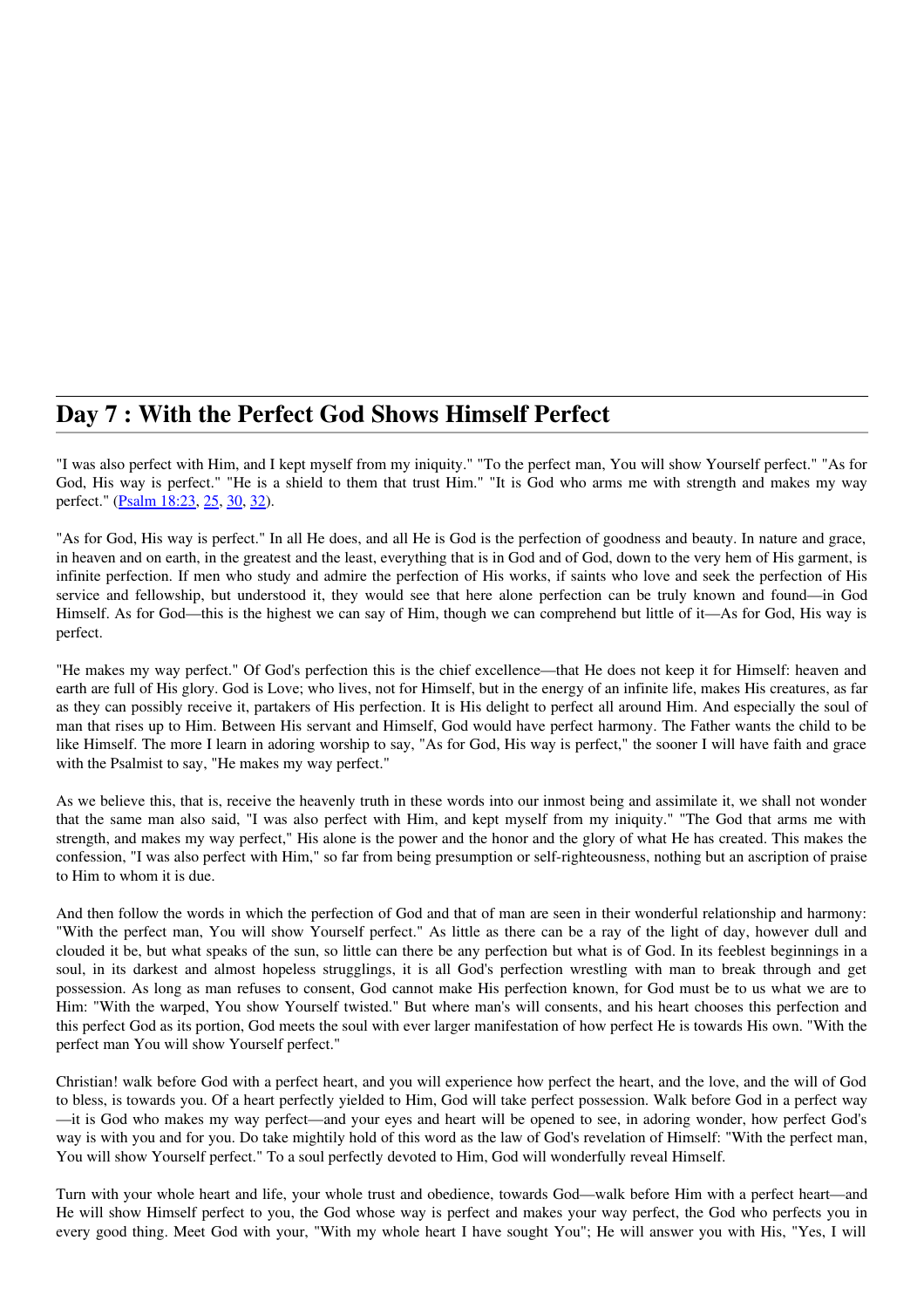## Day 7 : With the Perfect God Shows Himself Perfect

"I was also perfect with Him, and I kept myself from my iniquity." "To the perfect man, You will show Yourself perfect." "As for God, His way is perfect." "He is a shield to them that trust Him." "It is God who arms me with strength and makes my way perfect." (Psalm 18:23, 25, 30, 32).

"As for God, His way is perfect." In all He does, and all He is God is the perfection of goodness and beauty. In nature and grace, in heaven and on earth, in the greatest and the least, everything that is in God and of God, down to the very hem of His garment, is infinite perfection. If men who study and admire the perfection of His works, if saints who love and seek the perfection of His service and fellowship, but understood it, they would see that here alone perfection can be truly known and found—in God Himself. As for God—this is the highest we can say of Him, though we can comprehend but little of it—As for God, His way is perfect.

"He makes my way perfect." Of God's perfection this is the chief excellence—that He does not keep it for Himself: heaven and earth are full of His glory. God is Love; who lives, not for Himself, but in the energy of an infinite life, makes His creatures, as far as they can possibly receive it, partakers of His perfection. It is His delight to perfect all around Him. And especially the soul of man that rises up to Him. Between His servant and Himself, God would have perfect harmony. The Father wants the child to be like Himself. The more I learn in adoring worship to say, "As for God, His way is perfect," the sooner I will have faith and grace with the Psalmist to say, "He makes my way perfect."

As we believe this, that is, receive the heavenly truth in these words into our inmost being and assimilate it, we shall not wonder that the same man also said, "I was also perfect with Him, and kept myself from my iniquity." "The God that arms me with strength, and makes my way perfect," His alone is the power and the honor and the glory of what He has created. This makes the confession, "I was also perfect with Him," so far from being presumption or self-righteousness, nothing but an ascription of praise to Him to whom it is due.

And then follow the words in which the perfection of God and that of man are seen in their wonderful relationship and harmony: "With the perfect man, You will show Yourself perfect." As little as there can be a ray of the light of day, however dull and clouded it be, but what speaks of the sun, so little can there be any perfection but what is of God. In its feeblest beginnings in a soul, in its darkest and almost hopeless strugglings, it is all God's perfection wrestling with man to break through and get possession. As long as man refuses to consent, God cannot make His perfection known, for God must be to us what we are to Him: "With the warped, You show Yourself twisted." But where man's will consents, and his heart chooses this perfection and this perfect God as its portion, God meets the soul with ever larger manifestation of how perfect He is towards His own. "With the perfect man You will show Yourself perfect."

Christian! walk before God with a perfect heart, and you will experience how perfect the heart, and the love, and the will of God to bless, is towards you. Of a heart perfectly yielded to Him, God will take perfect possession. Walk before God in a perfect way—it is God who makes my way perfect—and your eyes and heart will be opened to see, in adoring wonder, how perfect God's way is with you and for you. Do take mightily hold of this word as the law of God's revelation of Himself: "With the perfect man, You will show Yourself perfect." To a soul perfectly devoted to Him, God will wonderfully reveal Himself.

Turn with your whole heart and life, your whole trust and obedience, towards God—walk before Him with a perfect heart—and He will show Himself perfect to you, the God whose way is perfect and makes your way perfect, the God who perfects you in every good thing. Meet God with your, "With my whole heart I have sought You"; He will answer you with His, "Yes, I will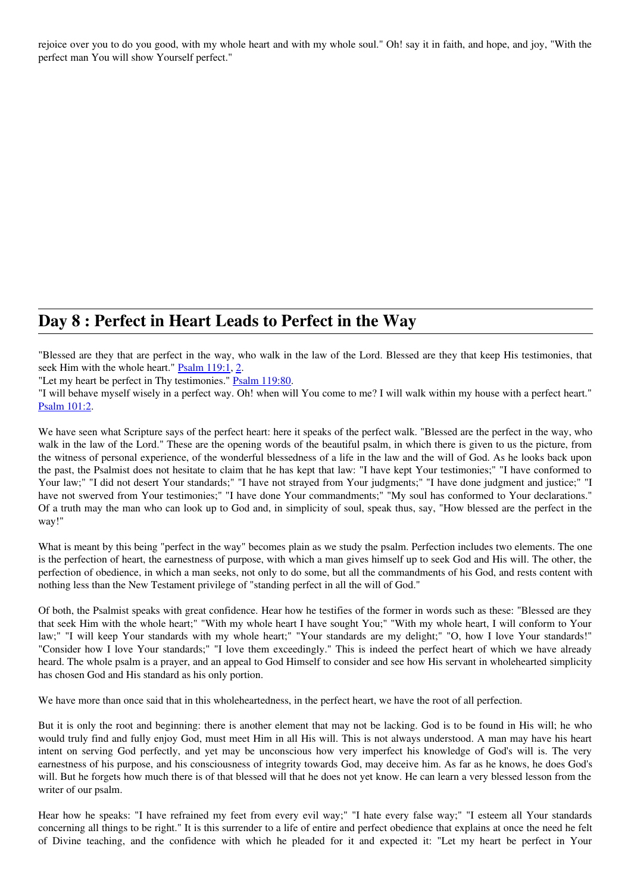rejoice over you to do you good, with my whole heart and with my whole soul." Oh! say it in faith, and hope, and joy, "With the perfect man You will show Yourself perfect."

## Day 8 : Perfect in Heart Leads to Perfect in the Way

"Blessed are they that are perfect in the way, who walk in the law of the Lord. Blessed are they that keep His testimonies, that seek Him with the whole heart." Psalm 119:1, 2.
"Let my heart be perfect in Thy testimonies." Psalm 119:80.
"I will behave myself wisely in a perfect way. Oh! when will You come to me? I will walk within my house with a perfect heart." Psalm 101:2.

We have seen what Scripture says of the perfect heart: here it speaks of the perfect walk. "Blessed are the perfect in the way, who walk in the law of the Lord." These are the opening words of the beautiful psalm, in which there is given to us the picture, from the witness of personal experience, of the wonderful blessedness of a life in the law and the will of God. As he looks back upon the past, the Psalmist does not hesitate to claim that he has kept that law: "I have kept Your testimonies;" "I have conformed to Your law;" "I did not desert Your standards;" "I have not strayed from Your judgments;" "I have done judgment and justice;" "I have not swerved from Your testimonies;" "I have done Your commandments;" "My soul has conformed to Your declarations." Of a truth may the man who can look up to God and, in simplicity of soul, speak thus, say, "How blessed are the perfect in the way!"

What is meant by this being "perfect in the way" becomes plain as we study the psalm. Perfection includes two elements. The one is the perfection of heart, the earnestness of purpose, with which a man gives himself up to seek God and His will. The other, the perfection of obedience, in which a man seeks, not only to do some, but all the commandments of his God, and rests content with nothing less than the New Testament privilege of "standing perfect in all the will of God."

Of both, the Psalmist speaks with great confidence. Hear how he testifies of the former in words such as these: "Blessed are they that seek Him with the whole heart;" "With my whole heart I have sought You;" "With my whole heart, I will conform to Your law;" "I will keep Your standards with my whole heart;" "Your standards are my delight;" "O, how I love Your standards!" "Consider how I love Your standards;" "I love them exceedingly." This is indeed the perfect heart of which we have already heard. The whole psalm is a prayer, and an appeal to God Himself to consider and see how His servant in wholehearted simplicity has chosen God and His standard as his only portion.

We have more than once said that in this wholeheartedness, in the perfect heart, we have the root of all perfection.

But it is only the root and beginning: there is another element that may not be lacking. God is to be found in His will; he who would truly find and fully enjoy God, must meet Him in all His will. This is not always understood. A man may have his heart intent on serving God perfectly, and yet may be unconscious how very imperfect his knowledge of God's will is. The very earnestness of his purpose, and his consciousness of integrity towards God, may deceive him. As far as he knows, he does God's will. But he forgets how much there is of that blessed will that he does not yet know. He can learn a very blessed lesson from the writer of our psalm.

Hear how he speaks: "I have refrained my feet from every evil way;" "I hate every false way;" "I esteem all Your standards concerning all things to be right." It is this surrender to a life of entire and perfect obedience that explains at once the need he felt of Divine teaching, and the confidence with which he pleaded for it and expected it: "Let my heart be perfect in Your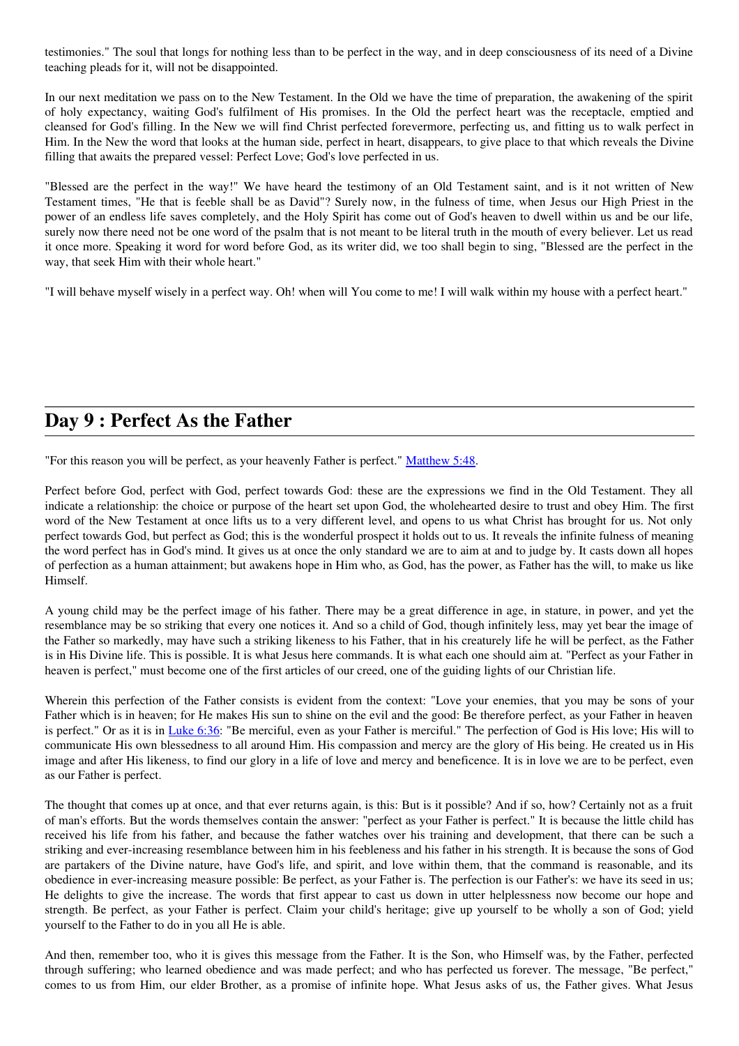testimonies." The soul that longs for nothing less than to be perfect in the way, and in deep consciousness of its need of a Divine teaching pleads for it, will not be disappointed.

In our next meditation we pass on to the New Testament. In the Old we have the time of preparation, the awakening of the spirit of holy expectancy, waiting God's fulfilment of His promises. In the Old the perfect heart was the receptacle, emptied and cleansed for God's filling. In the New we will find Christ perfected forevermore, perfecting us, and fitting us to walk perfect in Him. In the New the word that looks at the human side, perfect in heart, disappears, to give place to that which reveals the Divine filling that awaits the prepared vessel: Perfect Love; God's love perfected in us.

"Blessed are the perfect in the way!" We have heard the testimony of an Old Testament saint, and is it not written of New Testament times, "He that is feeble shall be as David"? Surely now, in the fulness of time, when Jesus our High Priest in the power of an endless life saves completely, and the Holy Spirit has come out of God's heaven to dwell within us and be our life, surely now there need not be one word of the psalm that is not meant to be literal truth in the mouth of every believer. Let us read it once more. Speaking it word for word before God, as its writer did, we too shall begin to sing, "Blessed are the perfect in the way, that seek Him with their whole heart."

"I will behave myself wisely in a perfect way. Oh! when will You come to me! I will walk within my house with a perfect heart."

## Day 9 : Perfect As the Father

"For this reason you will be perfect, as your heavenly Father is perfect." Matthew 5:48.

Perfect before God, perfect with God, perfect towards God: these are the expressions we find in the Old Testament. They all indicate a relationship: the choice or purpose of the heart set upon God, the wholehearted desire to trust and obey Him. The first word of the New Testament at once lifts us to a very different level, and opens to us what Christ has brought for us. Not only perfect towards God, but perfect as God; this is the wonderful prospect it holds out to us. It reveals the infinite fulness of meaning the word perfect has in God's mind. It gives us at once the only standard we are to aim at and to judge by. It casts down all hopes of perfection as a human attainment; but awakens hope in Him who, as God, has the power, as Father has the will, to make us like Himself.

A young child may be the perfect image of his father. There may be a great difference in age, in stature, in power, and yet the resemblance may be so striking that every one notices it. And so a child of God, though infinitely less, may yet bear the image of the Father so markedly, may have such a striking likeness to his Father, that in his creaturely life he will be perfect, as the Father is in His Divine life. This is possible. It is what Jesus here commands. It is what each one should aim at. "Perfect as your Father in heaven is perfect," must become one of the first articles of our creed, one of the guiding lights of our Christian life.

Wherein this perfection of the Father consists is evident from the context: "Love your enemies, that you may be sons of your Father which is in heaven; for He makes His sun to shine on the evil and the good: Be therefore perfect, as your Father in heaven is perfect." Or as it is in Luke 6:36: "Be merciful, even as your Father is merciful." The perfection of God is His love; His will to communicate His own blessedness to all around Him. His compassion and mercy are the glory of His being. He created us in His image and after His likeness, to find our glory in a life of love and mercy and beneficence. It is in love we are to be perfect, even as our Father is perfect.

The thought that comes up at once, and that ever returns again, is this: But is it possible? And if so, how? Certainly not as a fruit of man's efforts. But the words themselves contain the answer: "perfect as your Father is perfect." It is because the little child has received his life from his father, and because the father watches over his training and development, that there can be such a striking and ever-increasing resemblance between him in his feebleness and his father in his strength. It is because the sons of God are partakers of the Divine nature, have God's life, and spirit, and love within them, that the command is reasonable, and its obedience in ever-increasing measure possible: Be perfect, as your Father is. The perfection is our Father's: we have its seed in us; He delights to give the increase. The words that first appear to cast us down in utter helplessness now become our hope and strength. Be perfect, as your Father is perfect. Claim your child's heritage; give up yourself to be wholly a son of God; yield yourself to the Father to do in you all He is able.

And then, remember too, who it is gives this message from the Father. It is the Son, who Himself was, by the Father, perfected through suffering; who learned obedience and was made perfect; and who has perfected us forever. The message, "Be perfect," comes to us from Him, our elder Brother, as a promise of infinite hope. What Jesus asks of us, the Father gives. What Jesus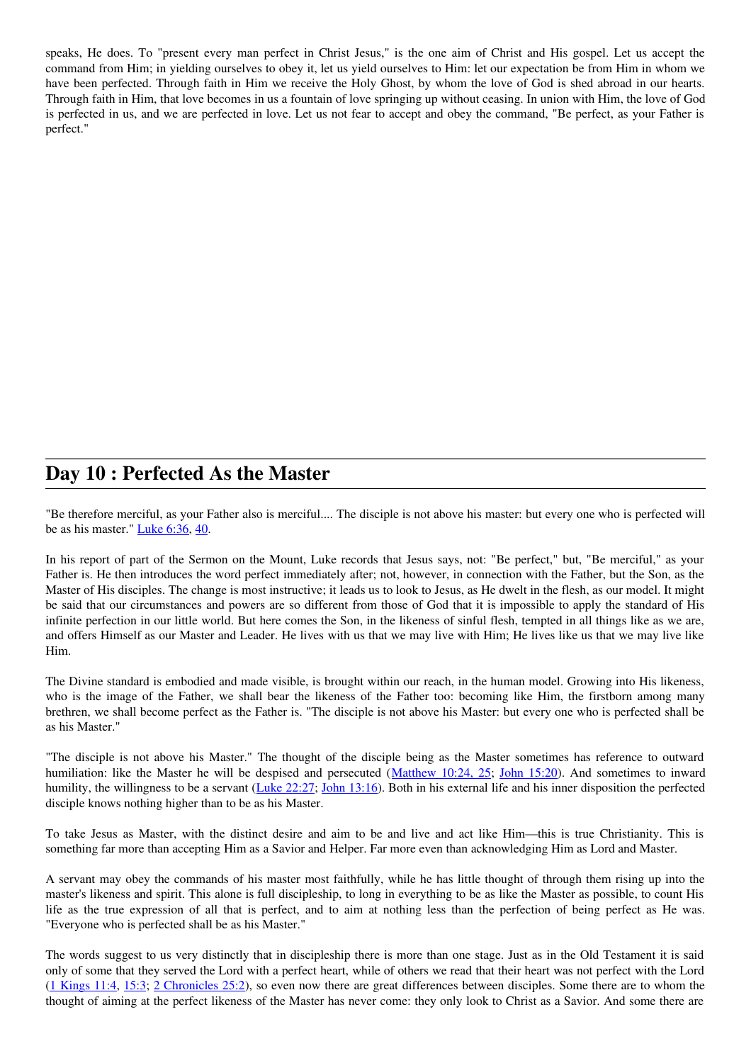speaks, He does. To "present every man perfect in Christ Jesus," is the one aim of Christ and His gospel. Let us accept the command from Him; in yielding ourselves to obey it, let us yield ourselves to Him: let our expectation be from Him in whom we have been perfected. Through faith in Him we receive the Holy Ghost, by whom the love of God is shed abroad in our hearts. Through faith in Him, that love becomes in us a fountain of love springing up without ceasing. In union with Him, the love of God is perfected in us, and we are perfected in love. Let us not fear to accept and obey the command, "Be perfect, as your Father is perfect."

## Day 10 : Perfected As the Master

"Be therefore merciful, as your Father also is merciful.... The disciple is not above his master: but every one who is perfected will be as his master." Luke 6:36, 40.

In his report of part of the Sermon on the Mount, Luke records that Jesus says, not: "Be perfect," but, "Be merciful," as your Father is. He then introduces the word perfect immediately after; not, however, in connection with the Father, but the Son, as the Master of His disciples. The change is most instructive; it leads us to look to Jesus, as He dwelt in the flesh, as our model. It might be said that our circumstances and powers are so different from those of God that it is impossible to apply the standard of His infinite perfection in our little world. But here comes the Son, in the likeness of sinful flesh, tempted in all things like as we are, and offers Himself as our Master and Leader. He lives with us that we may live with Him; He lives like us that we may live like Him.

The Divine standard is embodied and made visible, is brought within our reach, in the human model. Growing into His likeness, who is the image of the Father, we shall bear the likeness of the Father too: becoming like Him, the firstborn among many brethren, we shall become perfect as the Father is. "The disciple is not above his Master: but every one who is perfected shall be as his Master."

"The disciple is not above his Master." The thought of the disciple being as the Master sometimes has reference to outward humiliation: like the Master he will be despised and persecuted (Matthew 10:24, 25; John 15:20). And sometimes to inward humility, the willingness to be a servant (Luke 22:27; John 13:16). Both in his external life and his inner disposition the perfected disciple knows nothing higher than to be as his Master.

To take Jesus as Master, with the distinct desire and aim to be and live and act like Him—this is true Christianity. This is something far more than accepting Him as a Savior and Helper. Far more even than acknowledging Him as Lord and Master.

A servant may obey the commands of his master most faithfully, while he has little thought of through them rising up into the master's likeness and spirit. This alone is full discipleship, to long in everything to be as like the Master as possible, to count His life as the true expression of all that is perfect, and to aim at nothing less than the perfection of being perfect as He was. "Everyone who is perfected shall be as his Master."

The words suggest to us very distinctly that in discipleship there is more than one stage. Just as in the Old Testament it is said only of some that they served the Lord with a perfect heart, while of others we read that their heart was not perfect with the Lord (1 Kings 11:4, 15:3; 2 Chronicles 25:2), so even now there are great differences between disciples. Some there are to whom the thought of aiming at the perfect likeness of the Master has never come: they only look to Christ as a Savior. And some there are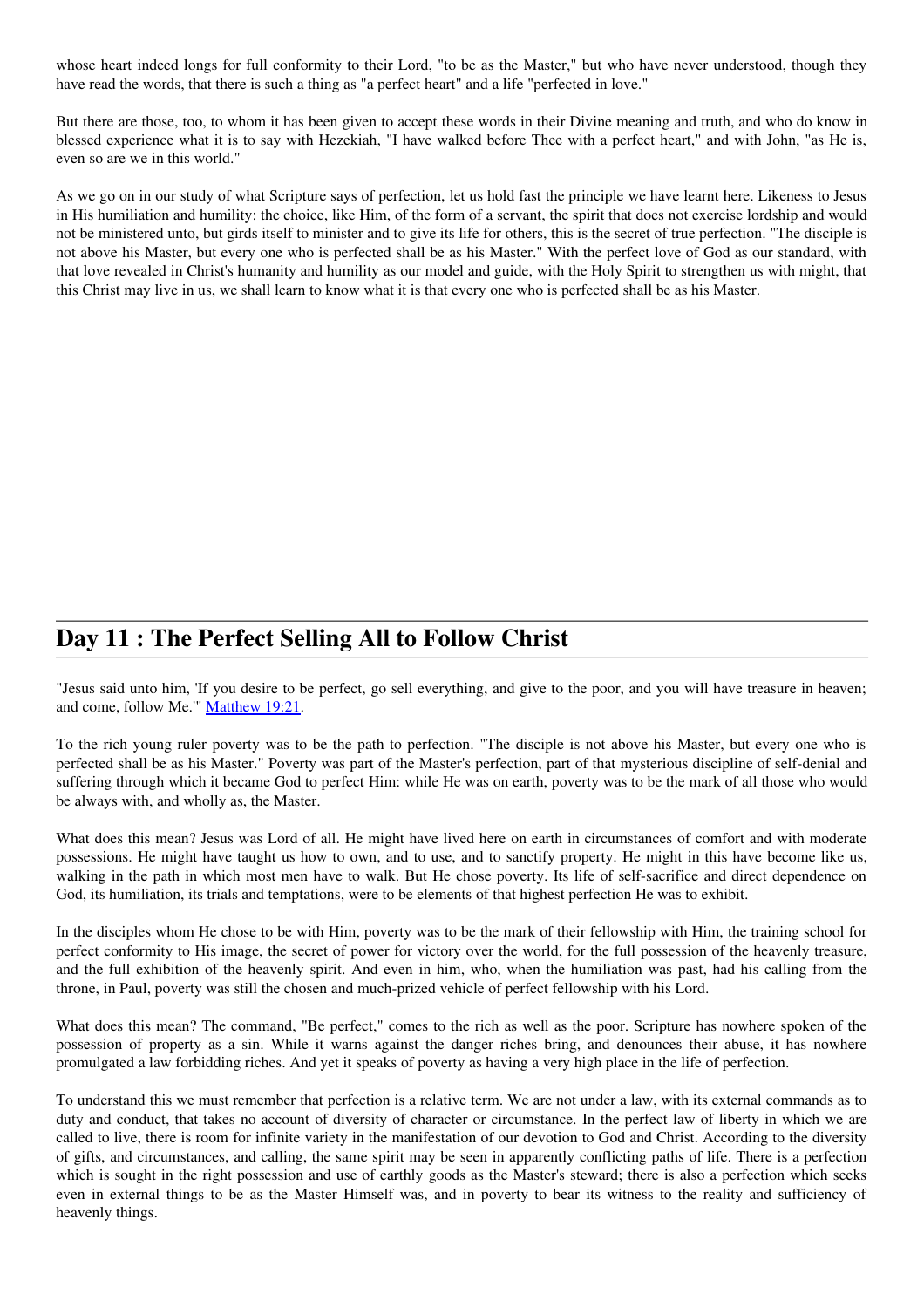whose heart indeed longs for full conformity to their Lord, "to be as the Master," but who have never understood, though they have read the words, that there is such a thing as "a perfect heart" and a life "perfected in love."

But there are those, too, to whom it has been given to accept these words in their Divine meaning and truth, and who do know in blessed experience what it is to say with Hezekiah, "I have walked before Thee with a perfect heart," and with John, "as He is, even so are we in this world."

As we go on in our study of what Scripture says of perfection, let us hold fast the principle we have learnt here. Likeness to Jesus in His humiliation and humility: the choice, like Him, of the form of a servant, the spirit that does not exercise lordship and would not be ministered unto, but girds itself to minister and to give its life for others, this is the secret of true perfection. "The disciple is not above his Master, but every one who is perfected shall be as his Master." With the perfect love of God as our standard, with that love revealed in Christ's humanity and humility as our model and guide, with the Holy Spirit to strengthen us with might, that this Christ may live in us, we shall learn to know what it is that every one who is perfected shall be as his Master.

## Day 11 : The Perfect Selling All to Follow Christ

"Jesus said unto him, 'If you desire to be perfect, go sell everything, and give to the poor, and you will have treasure in heaven; and come, follow Me.'" Matthew 19:21.

To the rich young ruler poverty was to be the path to perfection. "The disciple is not above his Master, but every one who is perfected shall be as his Master." Poverty was part of the Master's perfection, part of that mysterious discipline of self-denial and suffering through which it became God to perfect Him: while He was on earth, poverty was to be the mark of all those who would be always with, and wholly as, the Master.

What does this mean? Jesus was Lord of all. He might have lived here on earth in circumstances of comfort and with moderate possessions. He might have taught us how to own, and to use, and to sanctify property. He might in this have become like us, walking in the path in which most men have to walk. But He chose poverty. Its life of self-sacrifice and direct dependence on God, its humiliation, its trials and temptations, were to be elements of that highest perfection He was to exhibit.

In the disciples whom He chose to be with Him, poverty was to be the mark of their fellowship with Him, the training school for perfect conformity to His image, the secret of power for victory over the world, for the full possession of the heavenly treasure, and the full exhibition of the heavenly spirit. And even in him, who, when the humiliation was past, had his calling from the throne, in Paul, poverty was still the chosen and much-prized vehicle of perfect fellowship with his Lord.

What does this mean? The command, "Be perfect," comes to the rich as well as the poor. Scripture has nowhere spoken of the possession of property as a sin. While it warns against the danger riches bring, and denounces their abuse, it has nowhere promulgated a law forbidding riches. And yet it speaks of poverty as having a very high place in the life of perfection.

To understand this we must remember that perfection is a relative term. We are not under a law, with its external commands as to duty and conduct, that takes no account of diversity of character or circumstance. In the perfect law of liberty in which we are called to live, there is room for infinite variety in the manifestation of our devotion to God and Christ. According to the diversity of gifts, and circumstances, and calling, the same spirit may be seen in apparently conflicting paths of life. There is a perfection which is sought in the right possession and use of earthly goods as the Master's steward; there is also a perfection which seeks even in external things to be as the Master Himself was, and in poverty to bear its witness to the reality and sufficiency of heavenly things.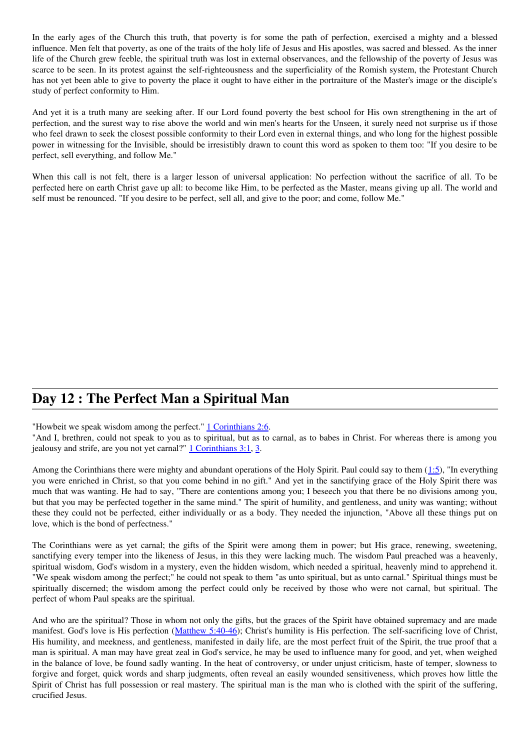In the early ages of the Church this truth, that poverty is for some the path of perfection, exercised a mighty and a blessed influence. Men felt that poverty, as one of the traits of the holy life of Jesus and His apostles, was sacred and blessed. As the inner life of the Church grew feeble, the spiritual truth was lost in external observances, and the fellowship of the poverty of Jesus was scarce to be seen. In its protest against the self-righteousness and the superficiality of the Romish system, the Protestant Church has not yet been able to give to poverty the place it ought to have either in the portraiture of the Master's image or the disciple's study of perfect conformity to Him.

And yet it is a truth many are seeking after. If our Lord found poverty the best school for His own strengthening in the art of perfection, and the surest way to rise above the world and win men's hearts for the Unseen, it surely need not surprise us if those who feel drawn to seek the closest possible conformity to their Lord even in external things, and who long for the highest possible power in witnessing for the Invisible, should be irresistibly drawn to count this word as spoken to them too: "If you desire to be perfect, sell everything, and follow Me."

When this call is not felt, there is a larger lesson of universal application: No perfection without the sacrifice of all. To be perfected here on earth Christ gave up all: to become like Him, to be perfected as the Master, means giving up all. The world and self must be renounced. "If you desire to be perfect, sell all, and give to the poor; and come, follow Me."

## Day 12 : The Perfect Man a Spiritual Man

"Howbeit we speak wisdom among the perfect." 1 Corinthians 2:6.
"And I, brethren, could not speak to you as to spiritual, but as to carnal, as to babes in Christ. For whereas there is among you jealousy and strife, are you not yet carnal?" 1 Corinthians 3:1, 3.

Among the Corinthians there were mighty and abundant operations of the Holy Spirit. Paul could say to them (1:5), "In everything you were enriched in Christ, so that you come behind in no gift." And yet in the sanctifying grace of the Holy Spirit there was much that was wanting. He had to say, "There are contentions among you; I beseech you that there be no divisions among you, but that you may be perfected together in the same mind." The spirit of humility, and gentleness, and unity was wanting; without these they could not be perfected, either individually or as a body. They needed the injunction, "Above all these things put on love, which is the bond of perfectness."

The Corinthians were as yet carnal; the gifts of the Spirit were among them in power; but His grace, renewing, sweetening, sanctifying every temper into the likeness of Jesus, in this they were lacking much. The wisdom Paul preached was a heavenly, spiritual wisdom, God's wisdom in a mystery, even the hidden wisdom, which needed a spiritual, heavenly mind to apprehend it. "We speak wisdom among the perfect;" he could not speak to them "as unto spiritual, but as unto carnal." Spiritual things must be spiritually discerned; the wisdom among the perfect could only be received by those who were not carnal, but spiritual. The perfect of whom Paul speaks are the spiritual.

And who are the spiritual? Those in whom not only the gifts, but the graces of the Spirit have obtained supremacy and are made manifest. God's love is His perfection (Matthew 5:40-46); Christ's humility is His perfection. The self-sacrificing love of Christ, His humility, and meekness, and gentleness, manifested in daily life, are the most perfect fruit of the Spirit, the true proof that a man is spiritual. A man may have great zeal in God's service, he may be used to influence many for good, and yet, when weighed in the balance of love, be found sadly wanting. In the heat of controversy, or under unjust criticism, haste of temper, slowness to forgive and forget, quick words and sharp judgments, often reveal an easily wounded sensitiveness, which proves how little the Spirit of Christ has full possession or real mastery. The spiritual man is the man who is clothed with the spirit of the suffering, crucified Jesus.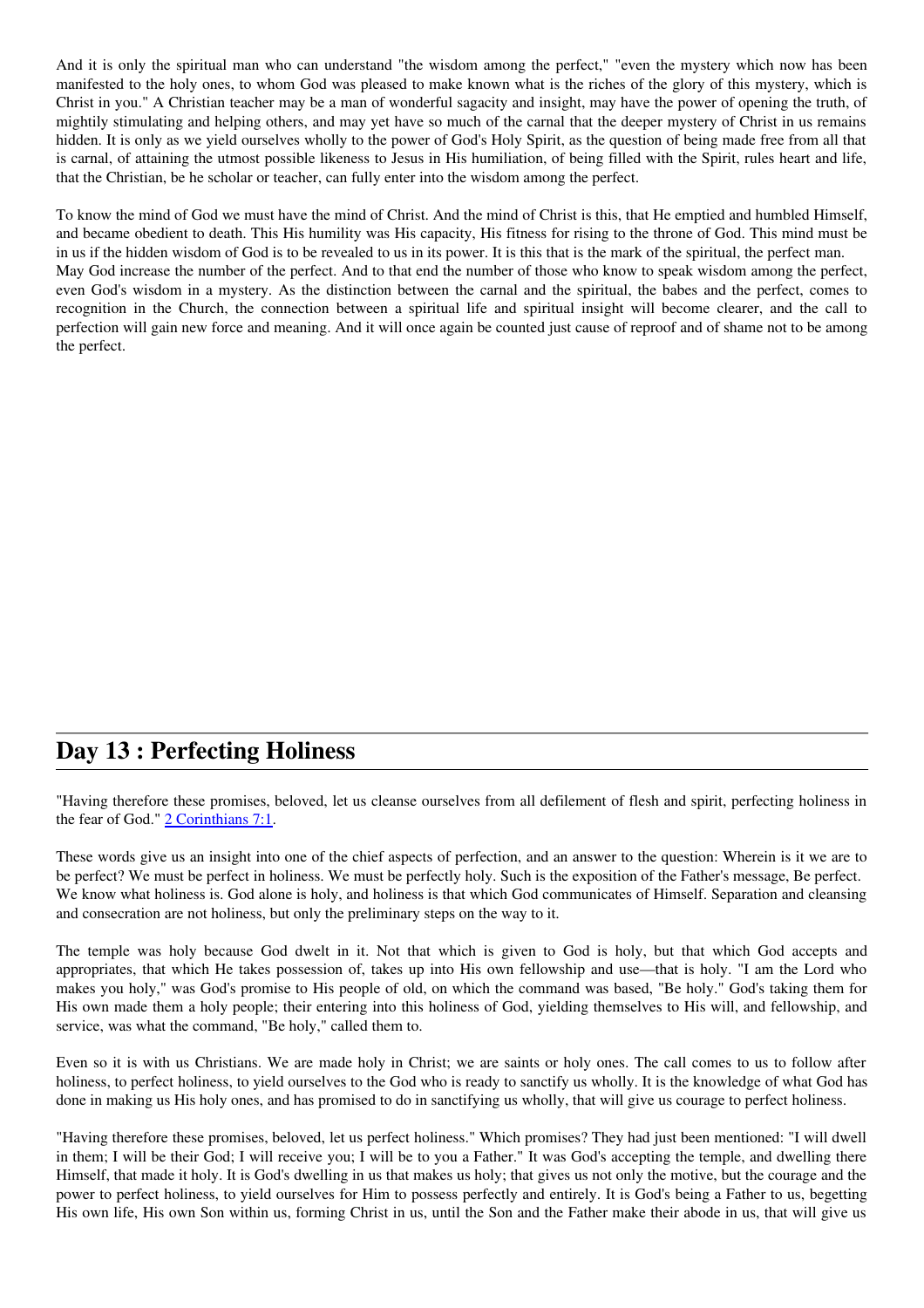And it is only the spiritual man who can understand "the wisdom among the perfect," "even the mystery which now has been manifested to the holy ones, to whom God was pleased to make known what is the riches of the glory of this mystery, which is Christ in you." A Christian teacher may be a man of wonderful sagacity and insight, may have the power of opening the truth, of mightily stimulating and helping others, and may yet have so much of the carnal that the deeper mystery of Christ in us remains hidden. It is only as we yield ourselves wholly to the power of God's Holy Spirit, as the question of being made free from all that is carnal, of attaining the utmost possible likeness to Jesus in His humiliation, of being filled with the Spirit, rules heart and life, that the Christian, be he scholar or teacher, can fully enter into the wisdom among the perfect.

To know the mind of God we must have the mind of Christ. And the mind of Christ is this, that He emptied and humbled Himself, and became obedient to death. This His humility was His capacity, His fitness for rising to the throne of God. This mind must be in us if the hidden wisdom of God is to be revealed to us in its power. It is this that is the mark of the spiritual, the perfect man.
May God increase the number of the perfect. And to that end the number of those who know to speak wisdom among the perfect, even God's wisdom in a mystery. As the distinction between the carnal and the spiritual, the babes and the perfect, comes to recognition in the Church, the connection between a spiritual life and spiritual insight will become clearer, and the call to perfection will gain new force and meaning. And it will once again be counted just cause of reproof and of shame not to be among the perfect.

# Day 13 : Perfecting Holiness

"Having therefore these promises, beloved, let us cleanse ourselves from all defilement of flesh and spirit, perfecting holiness in the fear of God." [2 Corinthians 7:1](#).

These words give us an insight into one of the chief aspects of perfection, and an answer to the question: Wherein is it we are to be perfect? We must be perfect in holiness. We must be perfectly holy. Such is the exposition of the Father's message, Be perfect. We know what holiness is. God alone is holy, and holiness is that which God communicates of Himself. Separation and cleansing and consecration are not holiness, but only the preliminary steps on the way to it.

The temple was holy because God dwelt in it. Not that which is given to God is holy, but that which God accepts and appropriates, that which He takes possession of, takes up into His own fellowship and use—that is holy. "I am the Lord who makes you holy," was God's promise to His people of old, on which the command was based, "Be holy." God's taking them for His own made them a holy people; their entering into this holiness of God, yielding themselves to His will, and fellowship, and service, was what the command, "Be holy," called them to.

Even so it is with us Christians. We are made holy in Christ; we are saints or holy ones. The call comes to us to follow after holiness, to perfect holiness, to yield ourselves to the God who is ready to sanctify us wholly. It is the knowledge of what God has done in making us His holy ones, and has promised to do in sanctifying us wholly, that will give us courage to perfect holiness.

"Having therefore these promises, beloved, let us perfect holiness." Which promises? They had just been mentioned: "I will dwell in them; I will be their God; I will receive you; I will be to you a Father." It was God's accepting the temple, and dwelling there Himself, that made it holy. It is God's dwelling in us that makes us holy; that gives us not only the motive, but the courage and the power to perfect holiness, to yield ourselves for Him to possess perfectly and entirely. It is God's being a Father to us, begetting His own life, His own Son within us, forming Christ in us, until the Son and the Father make their abode in us, that will give us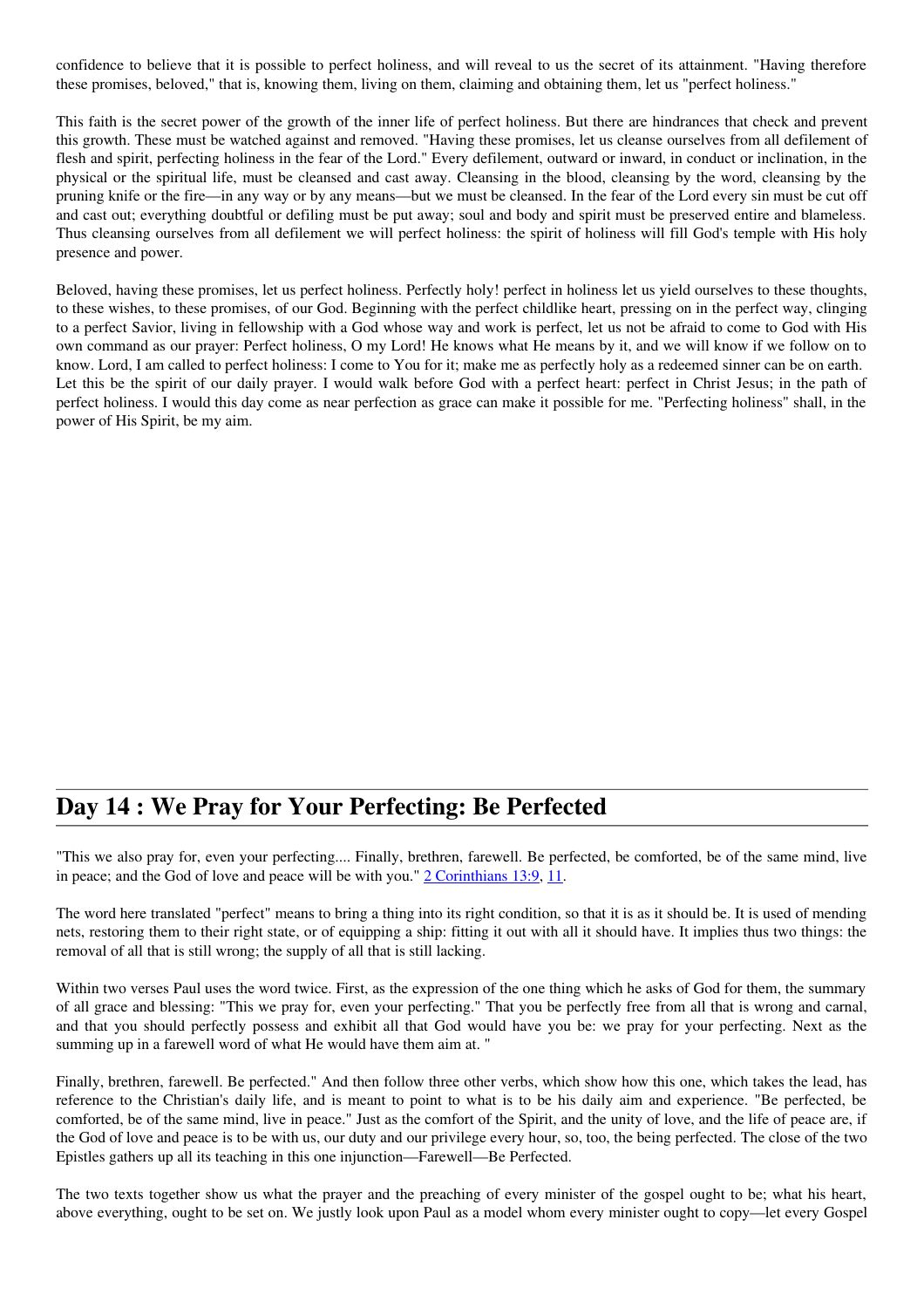confidence to believe that it is possible to perfect holiness, and will reveal to us the secret of its attainment. "Having therefore these promises, beloved," that is, knowing them, living on them, claiming and obtaining them, let us "perfect holiness."

This faith is the secret power of the growth of the inner life of perfect holiness. But there are hindrances that check and prevent this growth. These must be watched against and removed. "Having these promises, let us cleanse ourselves from all defilement of flesh and spirit, perfecting holiness in the fear of the Lord." Every defilement, outward or inward, in conduct or inclination, in the physical or the spiritual life, must be cleansed and cast away. Cleansing in the blood, cleansing by the word, cleansing by the pruning knife or the fire—in any way or by any means—but we must be cleansed. In the fear of the Lord every sin must be cut off and cast out; everything doubtful or defiling must be put away; soul and body and spirit must be preserved entire and blameless. Thus cleansing ourselves from all defilement we will perfect holiness: the spirit of holiness will fill God's temple with His holy presence and power.

Beloved, having these promises, let us perfect holiness. Perfectly holy! perfect in holiness let us yield ourselves to these thoughts, to these wishes, to these promises, of our God. Beginning with the perfect childlike heart, pressing on in the perfect way, clinging to a perfect Savior, living in fellowship with a God whose way and work is perfect, let us not be afraid to come to God with His own command as our prayer: Perfect holiness, O my Lord! He knows what He means by it, and we will know if we follow on to know. Lord, I am called to perfect holiness: I come to You for it; make me as perfectly holy as a redeemed sinner can be on earth. Let this be the spirit of our daily prayer. I would walk before God with a perfect heart: perfect in Christ Jesus; in the path of perfect holiness. I would this day come as near perfection as grace can make it possible for me. "Perfecting holiness" shall, in the power of His Spirit, be my aim.

## Day 14 : We Pray for Your Perfecting: Be Perfected

"This we also pray for, even your perfecting.... Finally, brethren, farewell. Be perfected, be comforted, be of the same mind, live in peace; and the God of love and peace will be with you." 2 Corinthians 13:9, 11.

The word here translated "perfect" means to bring a thing into its right condition, so that it is as it should be. It is used of mending nets, restoring them to their right state, or of equipping a ship: fitting it out with all it should have. It implies thus two things: the removal of all that is still wrong; the supply of all that is still lacking.

Within two verses Paul uses the word twice. First, as the expression of the one thing which he asks of God for them, the summary of all grace and blessing: "This we pray for, even your perfecting." That you be perfectly free from all that is wrong and carnal, and that you should perfectly possess and exhibit all that God would have you be: we pray for your perfecting. Next as the summing up in a farewell word of what He would have them aim at. "

Finally, brethren, farewell. Be perfected." And then follow three other verbs, which show how this one, which takes the lead, has reference to the Christian's daily life, and is meant to point to what is to be his daily aim and experience. "Be perfected, be comforted, be of the same mind, live in peace." Just as the comfort of the Spirit, and the unity of love, and the life of peace are, if the God of love and peace is to be with us, our duty and our privilege every hour, so, too, the being perfected. The close of the two Epistles gathers up all its teaching in this one injunction—Farewell—Be Perfected.

The two texts together show us what the prayer and the preaching of every minister of the gospel ought to be; what his heart, above everything, ought to be set on. We justly look upon Paul as a model whom every minister ought to copy—let every Gospel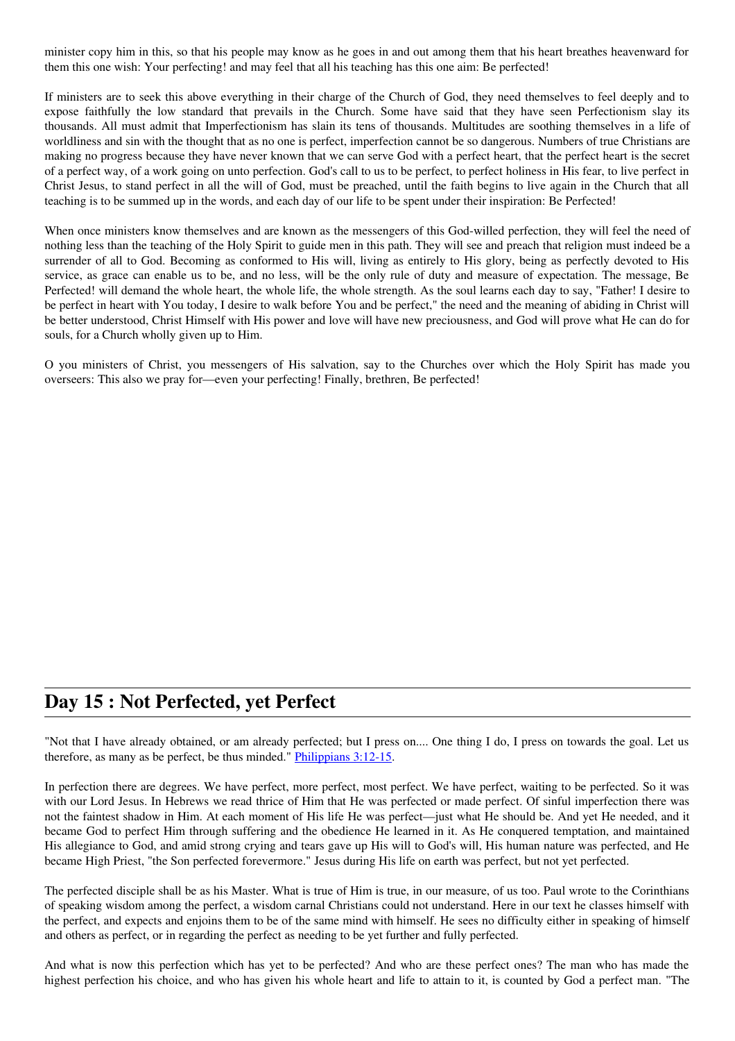minister copy him in this, so that his people may know as he goes in and out among them that his heart breathes heavenward for them this one wish: Your perfecting! and may feel that all his teaching has this one aim: Be perfected!

If ministers are to seek this above everything in their charge of the Church of God, they need themselves to feel deeply and to expose faithfully the low standard that prevails in the Church. Some have said that they have seen Perfectionism slay its thousands. All must admit that Imperfectionism has slain its tens of thousands. Multitudes are soothing themselves in a life of worldliness and sin with the thought that as no one is perfect, imperfection cannot be so dangerous. Numbers of true Christians are making no progress because they have never known that we can serve God with a perfect heart, that the perfect heart is the secret of a perfect way, of a work going on unto perfection. God's call to us to be perfect, to perfect holiness in His fear, to live perfect in Christ Jesus, to stand perfect in all the will of God, must be preached, until the faith begins to live again in the Church that all teaching is to be summed up in the words, and each day of our life to be spent under their inspiration: Be Perfected!

When once ministers know themselves and are known as the messengers of this God-willed perfection, they will feel the need of nothing less than the teaching of the Holy Spirit to guide men in this path. They will see and preach that religion must indeed be a surrender of all to God. Becoming as conformed to His will, living as entirely to His glory, being as perfectly devoted to His service, as grace can enable us to be, and no less, will be the only rule of duty and measure of expectation. The message, Be Perfected! will demand the whole heart, the whole life, the whole strength. As the soul learns each day to say, "Father! I desire to be perfect in heart with You today, I desire to walk before You and be perfect," the need and the meaning of abiding in Christ will be better understood, Christ Himself with His power and love will have new preciousness, and God will prove what He can do for souls, for a Church wholly given up to Him.

O you ministers of Christ, you messengers of His salvation, say to the Churches over which the Holy Spirit has made you overseers: This also we pray for—even your perfecting! Finally, brethren, Be perfected!

## Day 15 : Not Perfected, yet Perfect

"Not that I have already obtained, or am already perfected; but I press on.... One thing I do, I press on towards the goal. Let us therefore, as many as be perfect, be thus minded." Philippians 3:12-15.

In perfection there are degrees. We have perfect, more perfect, most perfect. We have perfect, waiting to be perfected. So it was with our Lord Jesus. In Hebrews we read thrice of Him that He was perfected or made perfect. Of sinful imperfection there was not the faintest shadow in Him. At each moment of His life He was perfect—just what He should be. And yet He needed, and it became God to perfect Him through suffering and the obedience He learned in it. As He conquered temptation, and maintained His allegiance to God, and amid strong crying and tears gave up His will to God's will, His human nature was perfected, and He became High Priest, "the Son perfected forevermore." Jesus during His life on earth was perfect, but not yet perfected.

The perfected disciple shall be as his Master. What is true of Him is true, in our measure, of us too. Paul wrote to the Corinthians of speaking wisdom among the perfect, a wisdom carnal Christians could not understand. Here in our text he classes himself with the perfect, and expects and enjoins them to be of the same mind with himself. He sees no difficulty either in speaking of himself and others as perfect, or in regarding the perfect as needing to be yet further and fully perfected.

And what is now this perfection which has yet to be perfected? And who are these perfect ones? The man who has made the highest perfection his choice, and who has given his whole heart and life to attain to it, is counted by God a perfect man. "The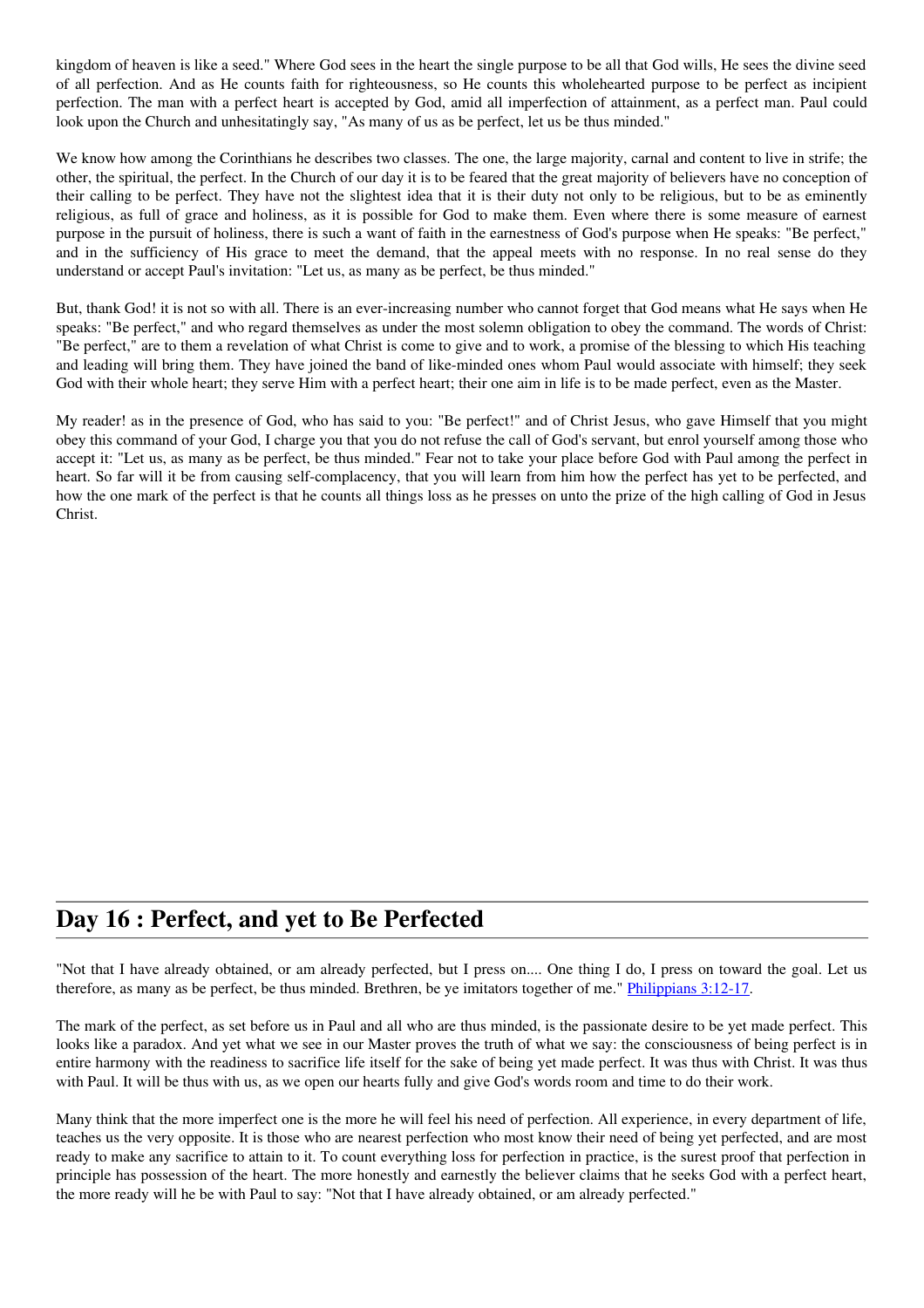kingdom of heaven is like a seed." Where God sees in the heart the single purpose to be all that God wills, He sees the divine seed of all perfection. And as He counts faith for righteousness, so He counts this wholehearted purpose to be perfect as incipient perfection. The man with a perfect heart is accepted by God, amid all imperfection of attainment, as a perfect man. Paul could look upon the Church and unhesitatingly say, "As many of us as be perfect, let us be thus minded."

We know how among the Corinthians he describes two classes. The one, the large majority, carnal and content to live in strife; the other, the spiritual, the perfect. In the Church of our day it is to be feared that the great majority of believers have no conception of their calling to be perfect. They have not the slightest idea that it is their duty not only to be religious, but to be as eminently religious, as full of grace and holiness, as it is possible for God to make them. Even where there is some measure of earnest purpose in the pursuit of holiness, there is such a want of faith in the earnestness of God's purpose when He speaks: "Be perfect," and in the sufficiency of His grace to meet the demand, that the appeal meets with no response. In no real sense do they understand or accept Paul's invitation: "Let us, as many as be perfect, be thus minded."

But, thank God! it is not so with all. There is an ever-increasing number who cannot forget that God means what He says when He speaks: "Be perfect," and who regard themselves as under the most solemn obligation to obey the command. The words of Christ: "Be perfect," are to them a revelation of what Christ is come to give and to work, a promise of the blessing to which His teaching and leading will bring them. They have joined the band of like-minded ones whom Paul would associate with himself; they seek God with their whole heart; they serve Him with a perfect heart; their one aim in life is to be made perfect, even as the Master.

My reader! as in the presence of God, who has said to you: "Be perfect!" and of Christ Jesus, who gave Himself that you might obey this command of your God, I charge you that you do not refuse the call of God's servant, but enrol yourself among those who accept it: "Let us, as many as be perfect, be thus minded." Fear not to take your place before God with Paul among the perfect in heart. So far will it be from causing self-complacency, that you will learn from him how the perfect has yet to be perfected, and how the one mark of the perfect is that he counts all things loss as he presses on unto the prize of the high calling of God in Jesus Christ.

## Day 16 : Perfect, and yet to Be Perfected

"Not that I have already obtained, or am already perfected, but I press on.... One thing I do, I press on toward the goal. Let us therefore, as many as be perfect, be thus minded. Brethren, be ye imitators together of me." Philippians 3:12-17.

The mark of the perfect, as set before us in Paul and all who are thus minded, is the passionate desire to be yet made perfect. This looks like a paradox. And yet what we see in our Master proves the truth of what we say: the consciousness of being perfect is in entire harmony with the readiness to sacrifice life itself for the sake of being yet made perfect. It was thus with Christ. It was thus with Paul. It will be thus with us, as we open our hearts fully and give God's words room and time to do their work.

Many think that the more imperfect one is the more he will feel his need of perfection. All experience, in every department of life, teaches us the very opposite. It is those who are nearest perfection who most know their need of being yet perfected, and are most ready to make any sacrifice to attain to it. To count everything loss for perfection in practice, is the surest proof that perfection in principle has possession of the heart. The more honestly and earnestly the believer claims that he seeks God with a perfect heart, the more ready will he be with Paul to say: "Not that I have already obtained, or am already perfected."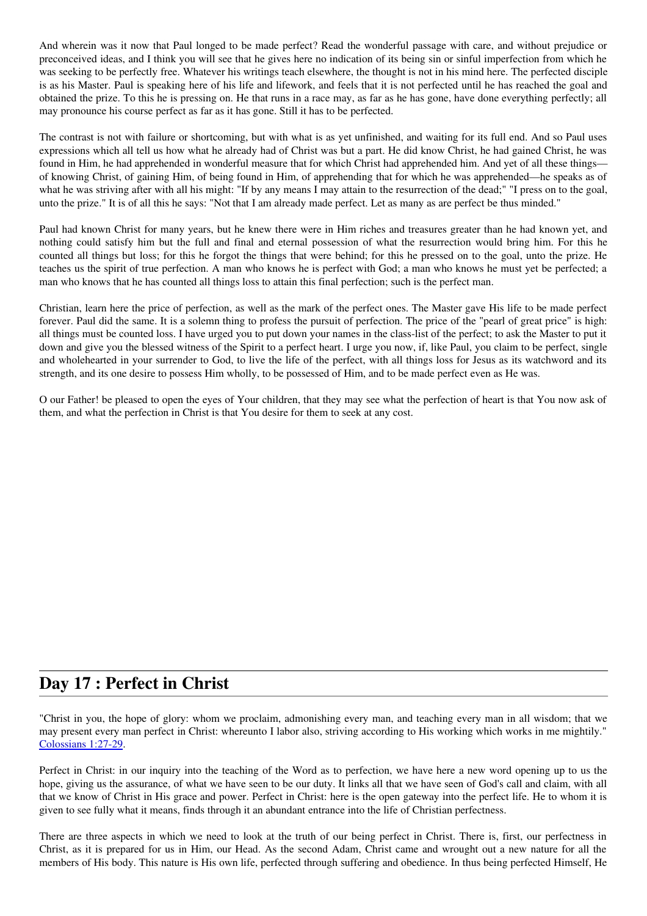And wherein was it now that Paul longed to be made perfect? Read the wonderful passage with care, and without prejudice or preconceived ideas, and I think you will see that he gives here no indication of its being sin or sinful imperfection from which he was seeking to be perfectly free. Whatever his writings teach elsewhere, the thought is not in his mind here. The perfected disciple is as his Master. Paul is speaking here of his life and lifework, and feels that it is not perfected until he has reached the goal and obtained the prize. To this he is pressing on. He that runs in a race may, as far as he has gone, have done everything perfectly; all may pronounce his course perfect as far as it has gone. Still it has to be perfected.

The contrast is not with failure or shortcoming, but with what is as yet unfinished, and waiting for its full end. And so Paul uses expressions which all tell us how what he already had of Christ was but a part. He did know Christ, he had gained Christ, he was found in Him, he had apprehended in wonderful measure that for which Christ had apprehended him. And yet of all these things—of knowing Christ, of gaining Him, of being found in Him, of apprehending that for which he was apprehended—he speaks as of what he was striving after with all his might: "If by any means I may attain to the resurrection of the dead;" "I press on to the goal, unto the prize." It is of all this he says: "Not that I am already made perfect. Let as many as are perfect be thus minded."

Paul had known Christ for many years, but he knew there were in Him riches and treasures greater than he had known yet, and nothing could satisfy him but the full and final and eternal possession of what the resurrection would bring him. For this he counted all things but loss; for this he forgot the things that were behind; for this he pressed on to the goal, unto the prize. He teaches us the spirit of true perfection. A man who knows he is perfect with God; a man who knows he must yet be perfected; a man who knows that he has counted all things loss to attain this final perfection; such is the perfect man.

Christian, learn here the price of perfection, as well as the mark of the perfect ones. The Master gave His life to be made perfect forever. Paul did the same. It is a solemn thing to profess the pursuit of perfection. The price of the "pearl of great price" is high: all things must be counted loss. I have urged you to put down your names in the class-list of the perfect; to ask the Master to put it down and give you the blessed witness of the Spirit to a perfect heart. I urge you now, if, like Paul, you claim to be perfect, single and wholehearted in your surrender to God, to live the life of the perfect, with all things loss for Jesus as its watchword and its strength, and its one desire to possess Him wholly, to be possessed of Him, and to be made perfect even as He was.

O our Father! be pleased to open the eyes of Your children, that they may see what the perfection of heart is that You now ask of them, and what the perfection in Christ is that You desire for them to seek at any cost.

## Day 17 : Perfect in Christ

"Christ in you, the hope of glory: whom we proclaim, admonishing every man, and teaching every man in all wisdom; that we may present every man perfect in Christ: whereunto I labor also, striving according to His working which works in me mightily." Colossians 1:27-29.

Perfect in Christ: in our inquiry into the teaching of the Word as to perfection, we have here a new word opening up to us the hope, giving us the assurance, of what we have seen to be our duty. It links all that we have seen of God's call and claim, with all that we know of Christ in His grace and power. Perfect in Christ: here is the open gateway into the perfect life. He to whom it is given to see fully what it means, finds through it an abundant entrance into the life of Christian perfectness.

There are three aspects in which we need to look at the truth of our being perfect in Christ. There is, first, our perfectness in Christ, as it is prepared for us in Him, our Head. As the second Adam, Christ came and wrought out a new nature for all the members of His body. This nature is His own life, perfected through suffering and obedience. In thus being perfected Himself, He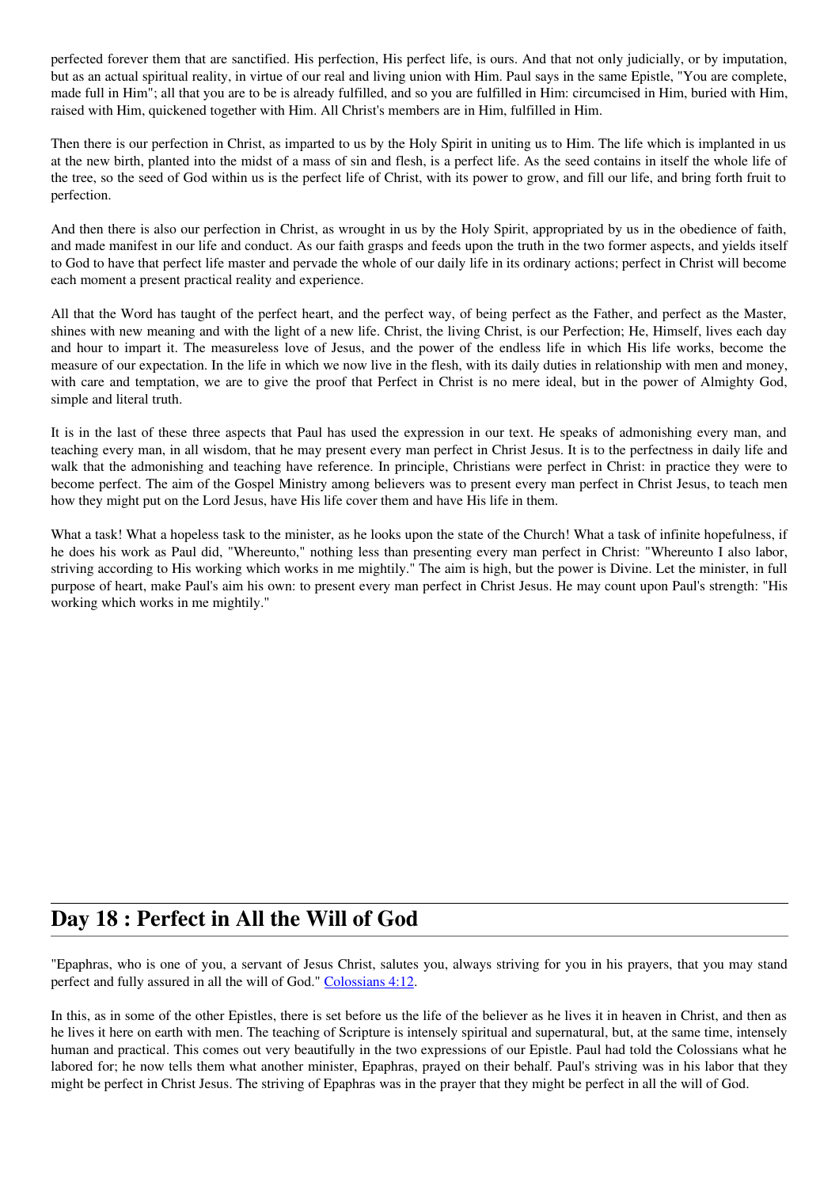perfected forever them that are sanctified. His perfection, His perfect life, is ours. And that not only judicially, or by imputation, but as an actual spiritual reality, in virtue of our real and living union with Him. Paul says in the same Epistle, "You are complete, made full in Him"; all that you are to be is already fulfilled, and so you are fulfilled in Him: circumcised in Him, buried with Him, raised with Him, quickened together with Him. All Christ's members are in Him, fulfilled in Him.

Then there is our perfection in Christ, as imparted to us by the Holy Spirit in uniting us to Him. The life which is implanted in us at the new birth, planted into the midst of a mass of sin and flesh, is a perfect life. As the seed contains in itself the whole life of the tree, so the seed of God within us is the perfect life of Christ, with its power to grow, and fill our life, and bring forth fruit to perfection.

And then there is also our perfection in Christ, as wrought in us by the Holy Spirit, appropriated by us in the obedience of faith, and made manifest in our life and conduct. As our faith grasps and feeds upon the truth in the two former aspects, and yields itself to God to have that perfect life master and pervade the whole of our daily life in its ordinary actions; perfect in Christ will become each moment a present practical reality and experience.

All that the Word has taught of the perfect heart, and the perfect way, of being perfect as the Father, and perfect as the Master, shines with new meaning and with the light of a new life. Christ, the living Christ, is our Perfection; He, Himself, lives each day and hour to impart it. The measureless love of Jesus, and the power of the endless life in which His life works, become the measure of our expectation. In the life in which we now live in the flesh, with its daily duties in relationship with men and money, with care and temptation, we are to give the proof that Perfect in Christ is no mere ideal, but in the power of Almighty God, simple and literal truth.

It is in the last of these three aspects that Paul has used the expression in our text. He speaks of admonishing every man, and teaching every man, in all wisdom, that he may present every man perfect in Christ Jesus. It is to the perfectness in daily life and walk that the admonishing and teaching have reference. In principle, Christians were perfect in Christ: in practice they were to become perfect. The aim of the Gospel Ministry among believers was to present every man perfect in Christ Jesus, to teach men how they might put on the Lord Jesus, have His life cover them and have His life in them.

What a task! What a hopeless task to the minister, as he looks upon the state of the Church! What a task of infinite hopefulness, if he does his work as Paul did, "Whereunto," nothing less than presenting every man perfect in Christ: "Whereunto I also labor, striving according to His working which works in me mightily." The aim is high, but the power is Divine. Let the minister, in full purpose of heart, make Paul's aim his own: to present every man perfect in Christ Jesus. He may count upon Paul's strength: "His working which works in me mightily."

## Day 18 : Perfect in All the Will of God

"Epaphras, who is one of you, a servant of Jesus Christ, salutes you, always striving for you in his prayers, that you may stand perfect and fully assured in all the will of God." Colossians 4:12.

In this, as in some of the other Epistles, there is set before us the life of the believer as he lives it in heaven in Christ, and then as he lives it here on earth with men. The teaching of Scripture is intensely spiritual and supernatural, but, at the same time, intensely human and practical. This comes out very beautifully in the two expressions of our Epistle. Paul had told the Colossians what he labored for; he now tells them what another minister, Epaphras, prayed on their behalf. Paul's striving was in his labor that they might be perfect in Christ Jesus. The striving of Epaphras was in the prayer that they might be perfect in all the will of God.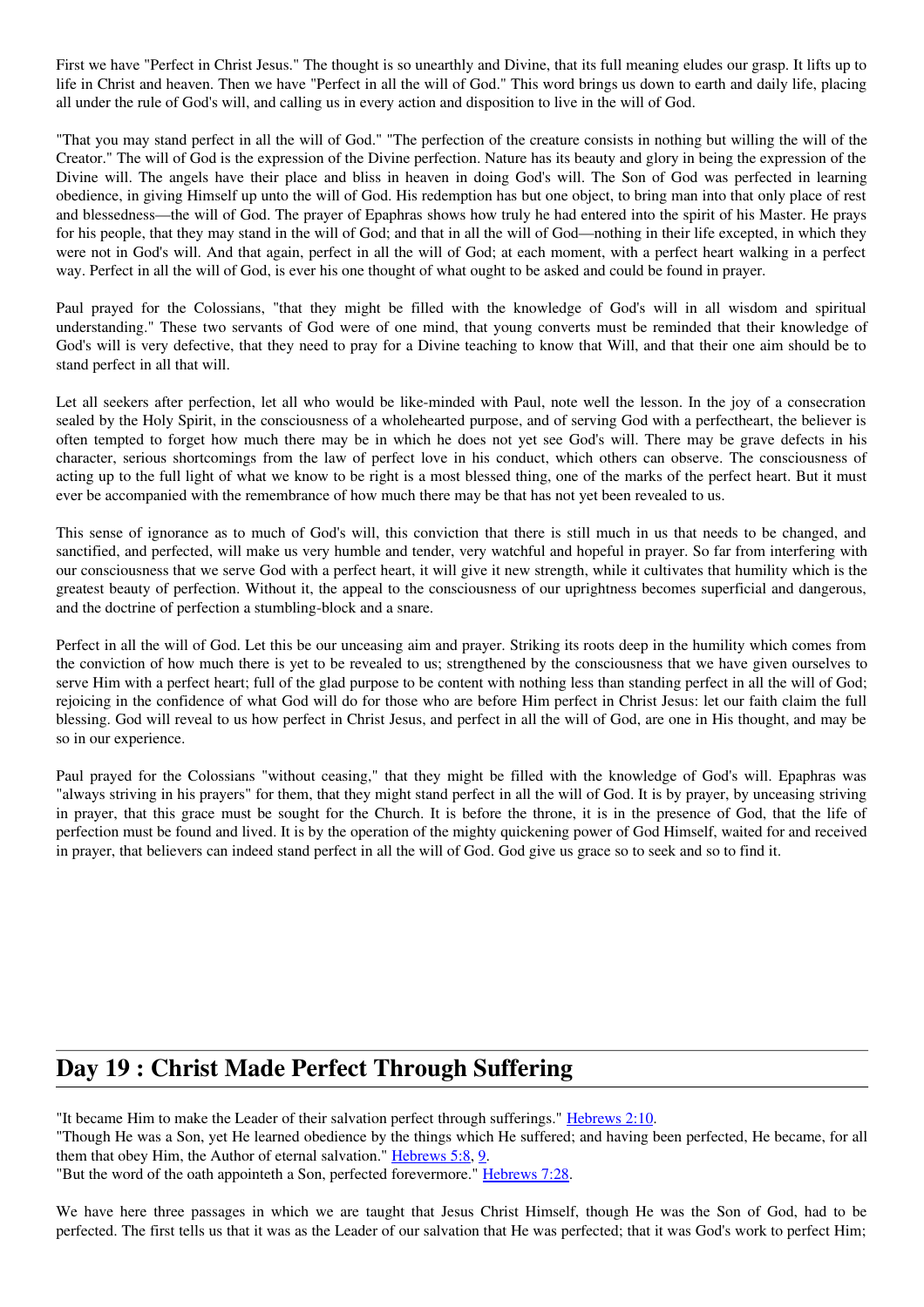First we have "Perfect in Christ Jesus." The thought is so unearthly and Divine, that its full meaning eludes our grasp. It lifts up to life in Christ and heaven. Then we have "Perfect in all the will of God." This word brings us down to earth and daily life, placing all under the rule of God's will, and calling us in every action and disposition to live in the will of God.

"That you may stand perfect in all the will of God." "The perfection of the creature consists in nothing but willing the will of the Creator." The will of God is the expression of the Divine perfection. Nature has its beauty and glory in being the expression of the Divine will. The angels have their place and bliss in heaven in doing God's will. The Son of God was perfected in learning obedience, in giving Himself up unto the will of God. His redemption has but one object, to bring man into that only place of rest and blessedness—the will of God. The prayer of Epaphras shows how truly he had entered into the spirit of his Master. He prays for his people, that they may stand in the will of God; and that in all the will of God—nothing in their life excepted, in which they were not in God's will. And that again, perfect in all the will of God; at each moment, with a perfect heart walking in a perfect way. Perfect in all the will of God, is ever his one thought of what ought to be asked and could be found in prayer.

Paul prayed for the Colossians, "that they might be filled with the knowledge of God's will in all wisdom and spiritual understanding." These two servants of God were of one mind, that young converts must be reminded that their knowledge of God's will is very defective, that they need to pray for a Divine teaching to know that Will, and that their one aim should be to stand perfect in all that will.

Let all seekers after perfection, let all who would be like-minded with Paul, note well the lesson. In the joy of a consecration sealed by the Holy Spirit, in the consciousness of a wholehearted purpose, and of serving God with a perfectheart, the believer is often tempted to forget how much there may be in which he does not yet see God's will. There may be grave defects in his character, serious shortcomings from the law of perfect love in his conduct, which others can observe. The consciousness of acting up to the full light of what we know to be right is a most blessed thing, one of the marks of the perfect heart. But it must ever be accompanied with the remembrance of how much there may be that has not yet been revealed to us.

This sense of ignorance as to much of God's will, this conviction that there is still much in us that needs to be changed, and sanctified, and perfected, will make us very humble and tender, very watchful and hopeful in prayer. So far from interfering with our consciousness that we serve God with a perfect heart, it will give it new strength, while it cultivates that humility which is the greatest beauty of perfection. Without it, the appeal to the consciousness of our uprightness becomes superficial and dangerous, and the doctrine of perfection a stumbling-block and a snare.

Perfect in all the will of God. Let this be our unceasing aim and prayer. Striking its roots deep in the humility which comes from the conviction of how much there is yet to be revealed to us; strengthened by the consciousness that we have given ourselves to serve Him with a perfect heart; full of the glad purpose to be content with nothing less than standing perfect in all the will of God; rejoicing in the confidence of what God will do for those who are before Him perfect in Christ Jesus: let our faith claim the full blessing. God will reveal to us how perfect in Christ Jesus, and perfect in all the will of God, are one in His thought, and may be so in our experience.

Paul prayed for the Colossians "without ceasing," that they might be filled with the knowledge of God's will. Epaphras was "always striving in his prayers" for them, that they might stand perfect in all the will of God. It is by prayer, by unceasing striving in prayer, that this grace must be sought for the Church. It is before the throne, it is in the presence of God, that the life of perfection must be found and lived. It is by the operation of the mighty quickening power of God Himself, waited for and received in prayer, that believers can indeed stand perfect in all the will of God. God give us grace so to seek and so to find it.

## Day 19 : Christ Made Perfect Through Suffering

"It became Him to make the Leader of their salvation perfect through sufferings." Hebrews 2:10.
"Though He was a Son, yet He learned obedience by the things which He suffered; and having been perfected, He became, for all them that obey Him, the Author of eternal salvation." Hebrews 5:8, 9.
"But the word of the oath appointeth a Son, perfected forevermore." Hebrews 7:28.

We have here three passages in which we are taught that Jesus Christ Himself, though He was the Son of God, had to be perfected. The first tells us that it was as the Leader of our salvation that He was perfected; that it was God's work to perfect Him;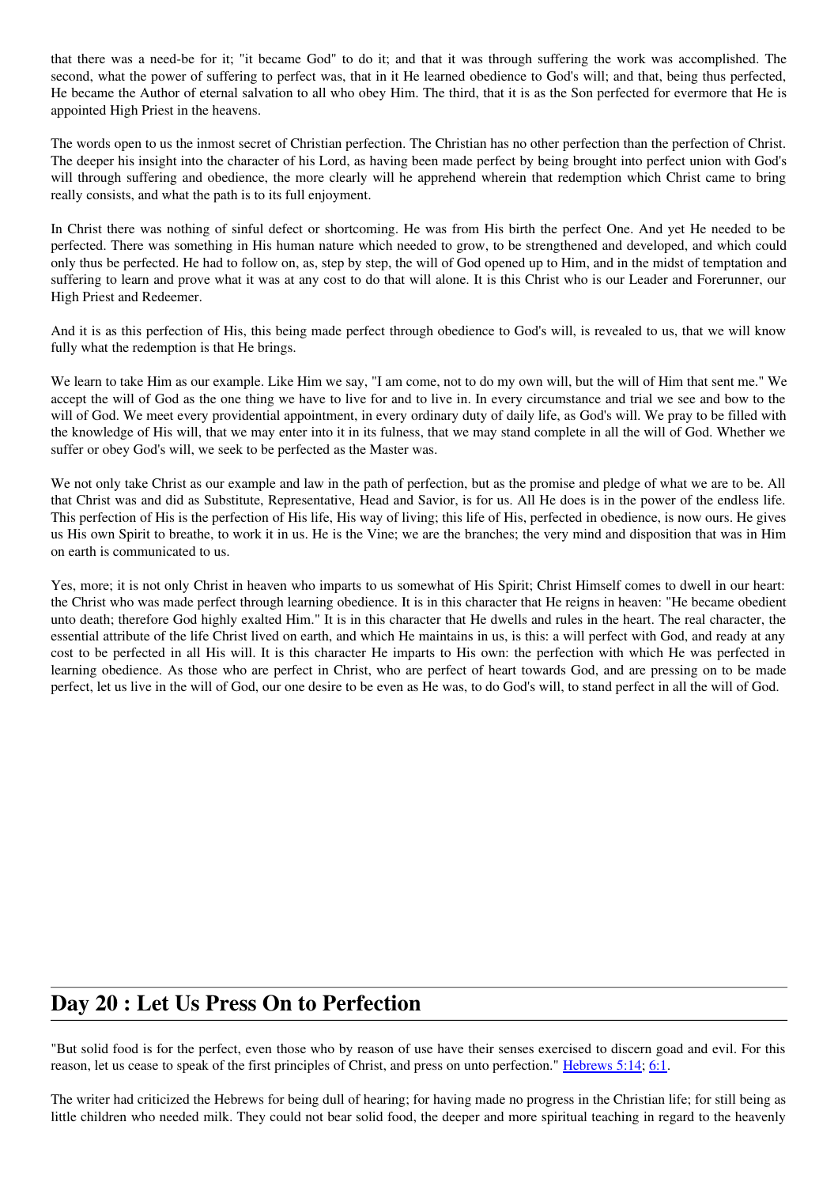that there was a need-be for it; "it became God" to do it; and that it was through suffering the work was accomplished. The second, what the power of suffering to perfect was, that in it He learned obedience to God's will; and that, being thus perfected, He became the Author of eternal salvation to all who obey Him. The third, that it is as the Son perfected for evermore that He is appointed High Priest in the heavens.

The words open to us the inmost secret of Christian perfection. The Christian has no other perfection than the perfection of Christ. The deeper his insight into the character of his Lord, as having been made perfect by being brought into perfect union with God's will through suffering and obedience, the more clearly will he apprehend wherein that redemption which Christ came to bring really consists, and what the path is to its full enjoyment.

In Christ there was nothing of sinful defect or shortcoming. He was from His birth the perfect One. And yet He needed to be perfected. There was something in His human nature which needed to grow, to be strengthened and developed, and which could only thus be perfected. He had to follow on, as, step by step, the will of God opened up to Him, and in the midst of temptation and suffering to learn and prove what it was at any cost to do that will alone. It is this Christ who is our Leader and Forerunner, our High Priest and Redeemer.

And it is as this perfection of His, this being made perfect through obedience to God's will, is revealed to us, that we will know fully what the redemption is that He brings.

We learn to take Him as our example. Like Him we say, "I am come, not to do my own will, but the will of Him that sent me." We accept the will of God as the one thing we have to live for and to live in. In every circumstance and trial we see and bow to the will of God. We meet every providential appointment, in every ordinary duty of daily life, as God's will. We pray to be filled with the knowledge of His will, that we may enter into it in its fulness, that we may stand complete in all the will of God. Whether we suffer or obey God's will, we seek to be perfected as the Master was.

We not only take Christ as our example and law in the path of perfection, but as the promise and pledge of what we are to be. All that Christ was and did as Substitute, Representative, Head and Savior, is for us. All He does is in the power of the endless life. This perfection of His is the perfection of His life, His way of living; this life of His, perfected in obedience, is now ours. He gives us His own Spirit to breathe, to work it in us. He is the Vine; we are the branches; the very mind and disposition that was in Him on earth is communicated to us.

Yes, more; it is not only Christ in heaven who imparts to us somewhat of His Spirit; Christ Himself comes to dwell in our heart: the Christ who was made perfect through learning obedience. It is in this character that He reigns in heaven: "He became obedient unto death; therefore God highly exalted Him." It is in this character that He dwells and rules in the heart. The real character, the essential attribute of the life Christ lived on earth, and which He maintains in us, is this: a will perfect with God, and ready at any cost to be perfected in all His will. It is this character He imparts to His own: the perfection with which He was perfected in learning obedience. As those who are perfect in Christ, who are perfect of heart towards God, and are pressing on to be made perfect, let us live in the will of God, our one desire to be even as He was, to do God's will, to stand perfect in all the will of God.

## Day 20 : Let Us Press On to Perfection

"But solid food is for the perfect, even those who by reason of use have their senses exercised to discern goad and evil. For this reason, let us cease to speak of the first principles of Christ, and press on unto perfection." Hebrews 5:14; 6:1.

The writer had criticized the Hebrews for being dull of hearing; for having made no progress in the Christian life; for still being as little children who needed milk. They could not bear solid food, the deeper and more spiritual teaching in regard to the heavenly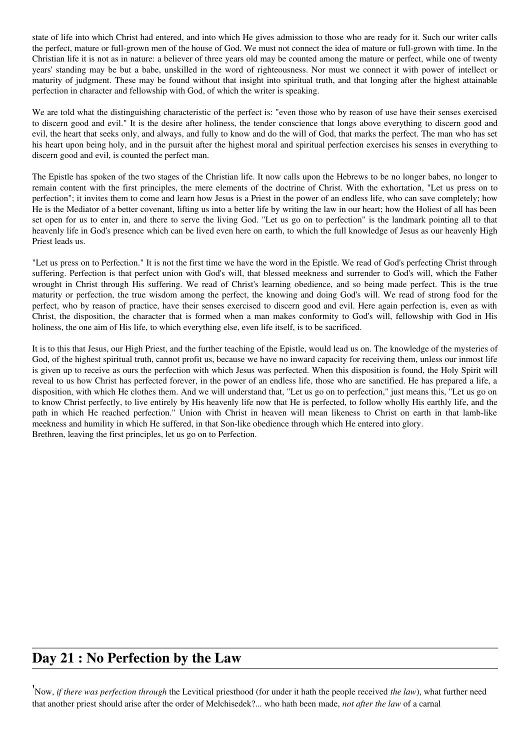state of life into which Christ had entered, and into which He gives admission to those who are ready for it. Such our writer calls the perfect, mature or full-grown men of the house of God. We must not connect the idea of mature or full-grown with time. In the Christian life it is not as in nature: a believer of three years old may be counted among the mature or perfect, while one of twenty years' standing may be but a babe, unskilled in the word of righteousness. Nor must we connect it with power of intellect or maturity of judgment. These may be found without that insight into spiritual truth, and that longing after the highest attainable perfection in character and fellowship with God, of which the writer is speaking.

We are told what the distinguishing characteristic of the perfect is: "even those who by reason of use have their senses exercised to discern good and evil." It is the desire after holiness, the tender conscience that longs above everything to discern good and evil, the heart that seeks only, and always, and fully to know and do the will of God, that marks the perfect. The man who has set his heart upon being holy, and in the pursuit after the highest moral and spiritual perfection exercises his senses in everything to discern good and evil, is counted the perfect man.

The Epistle has spoken of the two stages of the Christian life. It now calls upon the Hebrews to be no longer babes, no longer to remain content with the first principles, the mere elements of the doctrine of Christ. With the exhortation, "Let us press on to perfection"; it invites them to come and learn how Jesus is a Priest in the power of an endless life, who can save completely; how He is the Mediator of a better covenant, lifting us into a better life by writing the law in our heart; how the Holiest of all has been set open for us to enter in, and there to serve the living God. "Let us go on to perfection" is the landmark pointing all to that heavenly life in God's presence which can be lived even here on earth, to which the full knowledge of Jesus as our heavenly High Priest leads us.

"Let us press on to Perfection." It is not the first time we have the word in the Epistle. We read of God's perfecting Christ through suffering. Perfection is that perfect union with God's will, that blessed meekness and surrender to God's will, which the Father wrought in Christ through His suffering. We read of Christ's learning obedience, and so being made perfect. This is the true maturity or perfection, the true wisdom among the perfect, the knowing and doing God's will. We read of strong food for the perfect, who by reason of practice, have their senses exercised to discern good and evil. Here again perfection is, even as with Christ, the disposition, the character that is formed when a man makes conformity to God's will, fellowship with God in His holiness, the one aim of His life, to which everything else, even life itself, is to be sacrificed.

It is to this that Jesus, our High Priest, and the further teaching of the Epistle, would lead us on. The knowledge of the mysteries of God, of the highest spiritual truth, cannot profit us, because we have no inward capacity for receiving them, unless our inmost life is given up to receive as ours the perfection with which Jesus was perfected. When this disposition is found, the Holy Spirit will reveal to us how Christ has perfected forever, in the power of an endless life, those who are sanctified. He has prepared a life, a disposition, with which He clothes them. And we will understand that, "Let us go on to perfection," just means this, "Let us go on to know Christ perfectly, to live entirely by His heavenly life now that He is perfected, to follow wholly His earthly life, and the path in which He reached perfection." Union with Christ in heaven will mean likeness to Christ on earth in that lamb-like meekness and humility in which He suffered, in that Son-like obedience through which He entered into glory.
Brethren, leaving the first principles, let us go on to Perfection.

## Day 21 : No Perfection by the Law

'Now, *if there was perfection through* the Levitical priesthood (for under it hath the people received *the law*), what further need that another priest should arise after the order of Melchisedek?... who hath been made, *not after the law* of a carnal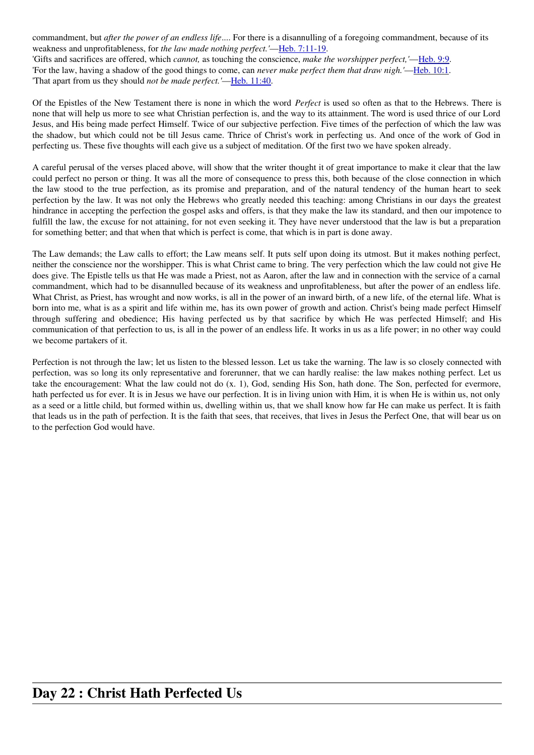commandment, but *after the power of an endless life*.... For there is a disannulling of a foregoing commandment, because of its weakness and unprofitableness, for *the law made nothing perfect.'*—Heb. 7:11-19.
'Gifts and sacrifices are offered, which *cannot,* as touching the conscience, *make the worshipper perfect,'*—Heb. 9:9.
'For the law, having a shadow of the good things to come, can *never make perfect them that draw nigh.'*—Heb. 10:1.
'That apart from us they should *not be made perfect.'*—Heb. 11:40.

Of the Epistles of the New Testament there is none in which the word *Perfect* is used so often as that to the Hebrews. There is none that will help us more to see what Christian perfection is, and the way to its attainment. The word is used thrice of our Lord Jesus, and His being made perfect Himself. Twice of our subjective perfection. Five times of the perfection of which the law was the shadow, but which could not be till Jesus came. Thrice of Christ's work in perfecting us. And once of the work of God in perfecting us. These five thoughts will each give us a subject of meditation. Of the first two we have spoken already.

A careful perusal of the verses placed above, will show that the writer thought it of great importance to make it clear that the law could perfect no person or thing. It was all the more of consequence to press this, both because of the close connection in which the law stood to the true perfection, as its promise and preparation, and of the natural tendency of the human heart to seek perfection by the law. It was not only the Hebrews who greatly needed this teaching: among Christians in our days the greatest hindrance in accepting the perfection the gospel asks and offers, is that they make the law its standard, and then our impotence to fulfill the law, the excuse for not attaining, for not even seeking it. They have never understood that the law is but a preparation for something better; and that when that which is perfect is come, that which is in part is done away.

The Law demands; the Law calls to effort; the Law means self. It puts self upon doing its utmost. But it makes nothing perfect, neither the conscience nor the worshipper. This is what Christ came to bring. The very perfection which the law could not give He does give. The Epistle tells us that He was made a Priest, not as Aaron, after the law and in connection with the service of a carnal commandment, which had to be disannulled because of its weakness and unprofitableness, but after the power of an endless life. What Christ, as Priest, has wrought and now works, is all in the power of an inward birth, of a new life, of the eternal life. What is born into me, what is as a spirit and life within me, has its own power of growth and action. Christ's being made perfect Himself through suffering and obedience; His having perfected us by that sacrifice by which He was perfected Himself; and His communication of that perfection to us, is all in the power of an endless life. It works in us as a life power; in no other way could we become partakers of it.

Perfection is not through the law; let us listen to the blessed lesson. Let us take the warning. The law is so closely connected with perfection, was so long its only representative and forerunner, that we can hardly realise: the law makes nothing perfect. Let us take the encouragement: What the law could not do (x. 1), God, sending His Son, hath done. The Son, perfected for evermore, hath perfected us for ever. It is in Jesus we have our perfection. It is in living union with Him, it is when He is within us, not only as a seed or a little child, but formed within us, dwelling within us, that we shall know how far He can make us perfect. It is faith that leads us in the path of perfection. It is the faith that sees, that receives, that lives in Jesus the Perfect One, that will bear us on to the perfection God would have.

# Day 22 : Christ Hath Perfected Us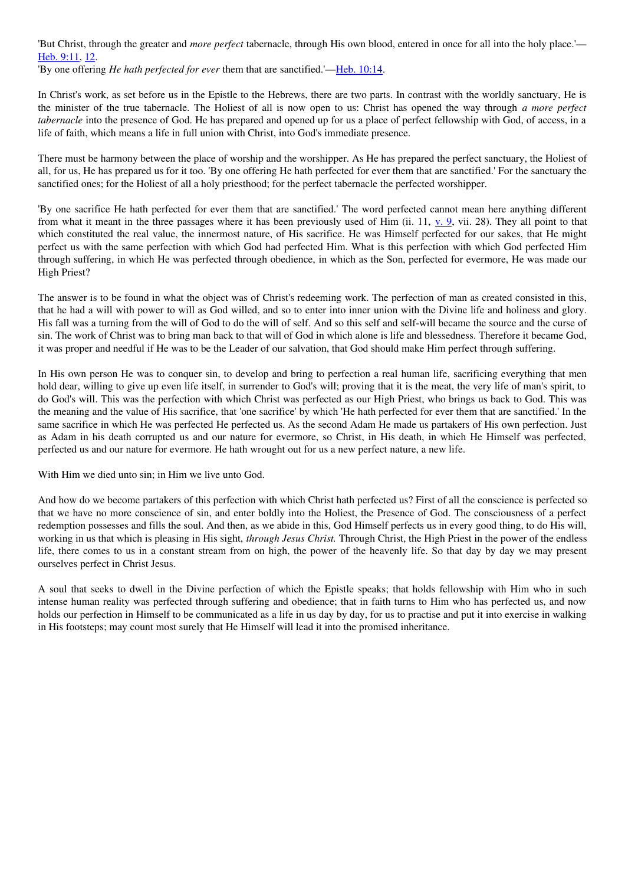'But Christ, through the greater and *more perfect* tabernacle, through His own blood, entered in once for all into the holy place.'—Heb. 9:11, 12.
'By one offering *He hath perfected for ever* them that are sanctified.'—Heb. 10:14.

In Christ's work, as set before us in the Epistle to the Hebrews, there are two parts. In contrast with the worldly sanctuary, He is the minister of the true tabernacle. The Holiest of all is now open to us: Christ has opened the way through *a more perfect tabernacle* into the presence of God. He has prepared and opened up for us a place of perfect fellowship with God, of access, in a life of faith, which means a life in full union with Christ, into God's immediate presence.

There must be harmony between the place of worship and the worshipper. As He has prepared the perfect sanctuary, the Holiest of all, for us, He has prepared us for it too. 'By one offering He hath perfected for ever them that are sanctified.' For the sanctuary the sanctified ones; for the Holiest of all a holy priesthood; for the perfect tabernacle the perfected worshipper.

'By one sacrifice He hath perfected for ever them that are sanctified.' The word perfected cannot mean here anything different from what it meant in the three passages where it has been previously used of Him (ii. 11, v. 9, vii. 28). They all point to that which constituted the real value, the innermost nature, of His sacrifice. He was Himself perfected for our sakes, that He might perfect us with the same perfection with which God had perfected Him. What is this perfection with which God perfected Him through suffering, in which He was perfected through obedience, in which as the Son, perfected for evermore, He was made our High Priest?

The answer is to be found in what the object was of Christ's redeeming work. The perfection of man as created consisted in this, that he had a will with power to will as God willed, and so to enter into inner union with the Divine life and holiness and glory. His fall was a turning from the will of God to do the will of self. And so this self and self-will became the source and the curse of sin. The work of Christ was to bring man back to that will of God in which alone is life and blessedness. Therefore it became God, it was proper and needful if He was to be the Leader of our salvation, that God should make Him perfect through suffering.

In His own person He was to conquer sin, to develop and bring to perfection a real human life, sacrificing everything that men hold dear, willing to give up even life itself, in surrender to God's will; proving that it is the meat, the very life of man's spirit, to do God's will. This was the perfection with which Christ was perfected as our High Priest, who brings us back to God. This was the meaning and the value of His sacrifice, that 'one sacrifice' by which 'He hath perfected for ever them that are sanctified.' In the same sacrifice in which He was perfected He perfected us. As the second Adam He made us partakers of His own perfection. Just as Adam in his death corrupted us and our nature for evermore, so Christ, in His death, in which He Himself was perfected, perfected us and our nature for evermore. He hath wrought out for us a new perfect nature, a new life.

With Him we died unto sin; in Him we live unto God.

And how do we become partakers of this perfection with which Christ hath perfected us? First of all the conscience is perfected so that we have no more conscience of sin, and enter boldly into the Holiest, the Presence of God. The consciousness of a perfect redemption possesses and fills the soul. And then, as we abide in this, God Himself perfects us in every good thing, to do His will, working in us that which is pleasing in His sight, *through Jesus Christ.* Through Christ, the High Priest in the power of the endless life, there comes to us in a constant stream from on high, the power of the heavenly life. So that day by day we may present ourselves perfect in Christ Jesus.

A soul that seeks to dwell in the Divine perfection of which the Epistle speaks; that holds fellowship with Him who in such intense human reality was perfected through suffering and obedience; that in faith turns to Him who has perfected us, and now holds our perfection in Himself to be communicated as a life in us day by day, for us to practise and put it into exercise in walking in His footsteps; may count most surely that He Himself will lead it into the promised inheritance.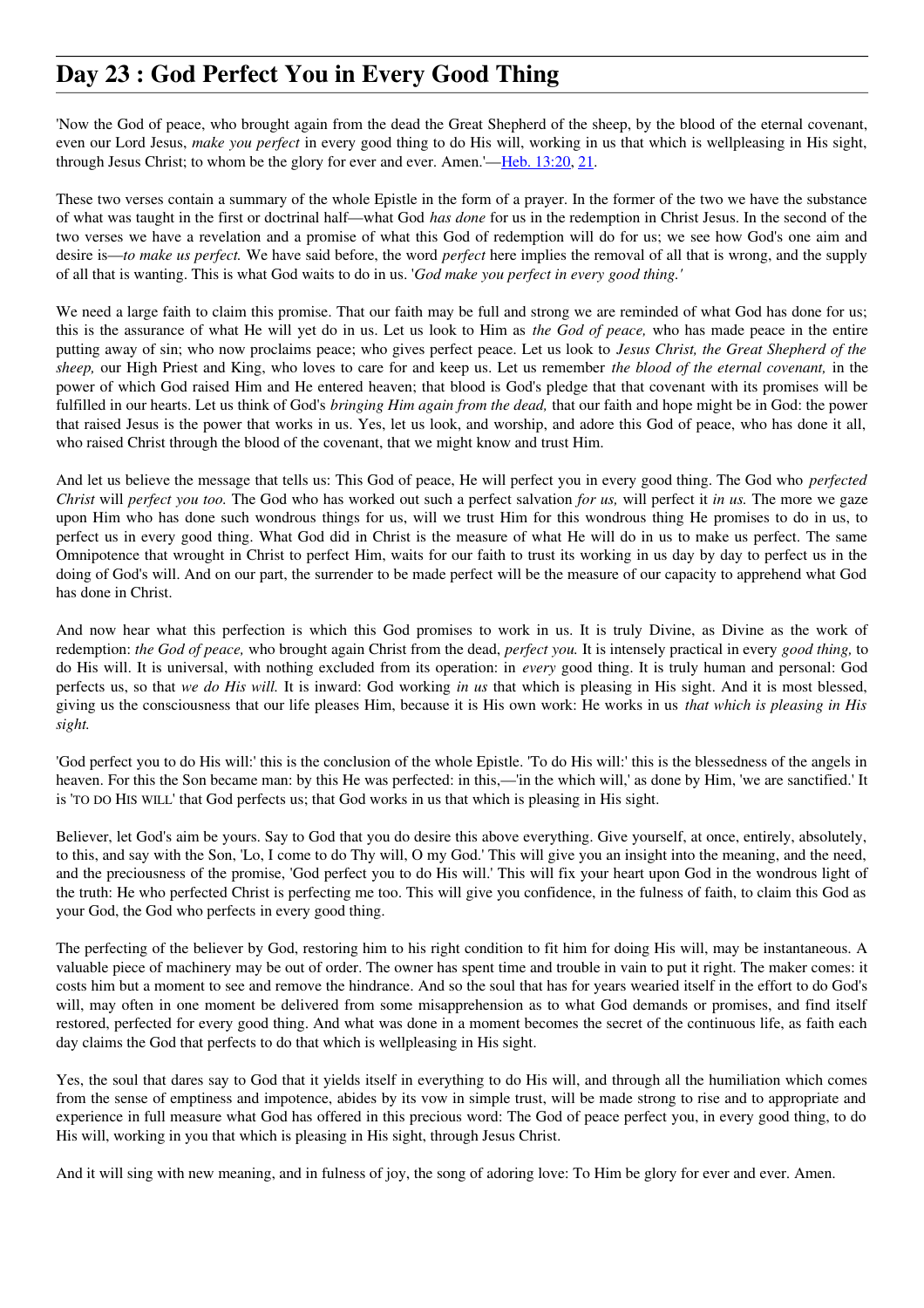# Day 23 : God Perfect You in Every Good Thing

'Now the God of peace, who brought again from the dead the Great Shepherd of the sheep, by the blood of the eternal covenant, even our Lord Jesus, *make you perfect* in every good thing to do His will, working in us that which is wellpleasing in His sight, through Jesus Christ; to whom be the glory for ever and ever. Amen.'—[Heb. 13:20](), [21]().

These two verses contain a summary of the whole Epistle in the form of a prayer. In the former of the two we have the substance of what was taught in the first or doctrinal half—what God *has done* for us in the redemption in Christ Jesus. In the second of the two verses we have a revelation and a promise of what this God of redemption will do for us; we see how God's one aim and desire is—*to make us perfect.* We have said before, the word *perfect* here implies the removal of all that is wrong, and the supply of all that is wanting. This is what God waits to do in us. '*God make you perfect in every good thing.'*

We need a large faith to claim this promise. That our faith may be full and strong we are reminded of what God has done for us; this is the assurance of what He will yet do in us. Let us look to Him as *the God of peace,* who has made peace in the entire putting away of sin; who now proclaims peace; who gives perfect peace. Let us look to *Jesus Christ, the Great Shepherd of the sheep,* our High Priest and King, who loves to care for and keep us. Let us remember *the blood of the eternal covenant,* in the power of which God raised Him and He entered heaven; that blood is God's pledge that that covenant with its promises will be fulfilled in our hearts. Let us think of God's *bringing Him again from the dead,* that our faith and hope might be in God: the power that raised Jesus is the power that works in us. Yes, let us look, and worship, and adore this God of peace, who has done it all, who raised Christ through the blood of the covenant, that we might know and trust Him.

And let us believe the message that tells us: This God of peace, He will perfect you in every good thing. The God who *perfected Christ* will *perfect you too.* The God who has worked out such a perfect salvation *for us,* will perfect it *in us.* The more we gaze upon Him who has done such wondrous things for us, will we trust Him for this wondrous thing He promises to do in us, to perfect us in every good thing. What God did in Christ is the measure of what He will do in us to make us perfect. The same Omnipotence that wrought in Christ to perfect Him, waits for our faith to trust its working in us day by day to perfect us in the doing of God's will. And on our part, the surrender to be made perfect will be the measure of our capacity to apprehend what God has done in Christ.

And now hear what this perfection is which this God promises to work in us. It is truly Divine, as Divine as the work of redemption: *the God of peace,* who brought again Christ from the dead, *perfect you.* It is intensely practical in every *good thing,* to do His will. It is universal, with nothing excluded from its operation: in *every* good thing. It is truly human and personal: God perfects us, so that *we do His will.* It is inward: God working *in us* that which is pleasing in His sight. And it is most blessed, giving us the consciousness that our life pleases Him, because it is His own work: He works in us *that which is pleasing in His sight.*

'God perfect you to do His will:' this is the conclusion of the whole Epistle. 'To do His will:' this is the blessedness of the angels in heaven. For this the Son became man: by this He was perfected: in this,—'in the which will,' as done by Him, 'we are sanctified.' It is 'TO DO HIS WILL' that God perfects us; that God works in us that which is pleasing in His sight.

Believer, let God's aim be yours. Say to God that you do desire this above everything. Give yourself, at once, entirely, absolutely, to this, and say with the Son, 'Lo, I come to do Thy will, O my God.' This will give you an insight into the meaning, and the need, and the preciousness of the promise, 'God perfect you to do His will.' This will fix your heart upon God in the wondrous light of the truth: He who perfected Christ is perfecting me too. This will give you confidence, in the fulness of faith, to claim this God as your God, the God who perfects in every good thing.

The perfecting of the believer by God, restoring him to his right condition to fit him for doing His will, may be instantaneous. A valuable piece of machinery may be out of order. The owner has spent time and trouble in vain to put it right. The maker comes: it costs him but a moment to see and remove the hindrance. And so the soul that has for years wearied itself in the effort to do God's will, may often in one moment be delivered from some misapprehension as to what God demands or promises, and find itself restored, perfected for every good thing. And what was done in a moment becomes the secret of the continuous life, as faith each day claims the God that perfects to do that which is wellpleasing in His sight.

Yes, the soul that dares say to God that it yields itself in everything to do His will, and through all the humiliation which comes from the sense of emptiness and impotence, abides by its vow in simple trust, will be made strong to rise and to appropriate and experience in full measure what God has offered in this precious word: The God of peace perfect you, in every good thing, to do His will, working in you that which is pleasing in His sight, through Jesus Christ.

And it will sing with new meaning, and in fulness of joy, the song of adoring love: To Him be glory for ever and ever. Amen.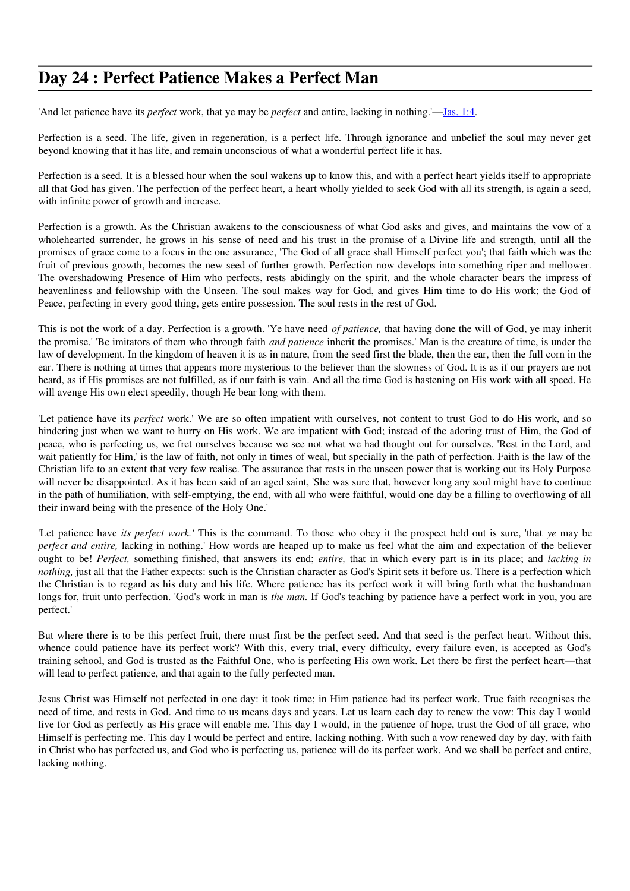# Day 24 : Perfect Patience Makes a Perfect Man

'And let patience have its *perfect* work, that ye may be *perfect* and entire, lacking in nothing.'—[Jas. 1:4](#).

Perfection is a seed. The life, given in regeneration, is a perfect life. Through ignorance and unbelief the soul may never get beyond knowing that it has life, and remain unconscious of what a wonderful perfect life it has.

Perfection is a seed. It is a blessed hour when the soul wakens up to know this, and with a perfect heart yields itself to appropriate all that God has given. The perfection of the perfect heart, a heart wholly yielded to seek God with all its strength, is again a seed, with infinite power of growth and increase.

Perfection is a growth. As the Christian awakens to the consciousness of what God asks and gives, and maintains the vow of a wholehearted surrender, he grows in his sense of need and his trust in the promise of a Divine life and strength, until all the promises of grace come to a focus in the one assurance, 'The God of all grace shall Himself perfect you'; that faith which was the fruit of previous growth, becomes the new seed of further growth. Perfection now develops into something riper and mellower. The overshadowing Presence of Him who perfects, rests abidingly on the spirit, and the whole character bears the impress of heavenliness and fellowship with the Unseen. The soul makes way for God, and gives Him time to do His work; the God of Peace, perfecting in every good thing, gets entire possession. The soul rests in the rest of God.

This is not the work of a day. Perfection is a growth. 'Ye have need *of patience,* that having done the will of God, ye may inherit the promise.' 'Be imitators of them who through faith *and patience* inherit the promises.' Man is the creature of time, is under the law of development. In the kingdom of heaven it is as in nature, from the seed first the blade, then the ear, then the full corn in the ear. There is nothing at times that appears more mysterious to the believer than the slowness of God. It is as if our prayers are not heard, as if His promises are not fulfilled, as if our faith is vain. And all the time God is hastening on His work with all speed. He will avenge His own elect speedily, though He bear long with them.

'Let patience have its *perfect* work.' We are so often impatient with ourselves, not content to trust God to do His work, and so hindering just when we want to hurry on His work. We are impatient with God; instead of the adoring trust of Him, the God of peace, who is perfecting us, we fret ourselves because we see not what we had thought out for ourselves. 'Rest in the Lord, and wait patiently for Him,' is the law of faith, not only in times of weal, but specially in the path of perfection. Faith is the law of the Christian life to an extent that very few realise. The assurance that rests in the unseen power that is working out its Holy Purpose will never be disappointed. As it has been said of an aged saint, 'She was sure that, however long any soul might have to continue in the path of humiliation, with self-emptying, the end, with all who were faithful, would one day be a filling to overflowing of all their inward being with the presence of the Holy One.'

'Let patience have *its perfect work.'* This is the command. To those who obey it the prospect held out is sure, 'that *ye* may be *perfect and entire,* lacking in nothing.' How words are heaped up to make us feel what the aim and expectation of the believer ought to be! *Perfect,* something finished, that answers its end; *entire,* that in which every part is in its place; and *lacking in nothing,* just all that the Father expects: such is the Christian character as God's Spirit sets it before us. There is a perfection which the Christian is to regard as his duty and his life. Where patience has its perfect work it will bring forth what the husbandman longs for, fruit unto perfection. 'God's work in man is *the man.* If God's teaching by patience have a perfect work in you, you are perfect.'

But where there is to be this perfect fruit, there must first be the perfect seed. And that seed is the perfect heart. Without this, whence could patience have its perfect work? With this, every trial, every difficulty, every failure even, is accepted as God's training school, and God is trusted as the Faithful One, who is perfecting His own work. Let there be first the perfect heart—that will lead to perfect patience, and that again to the fully perfected man.

Jesus Christ was Himself not perfected in one day: it took time; in Him patience had its perfect work. True faith recognises the need of time, and rests in God. And time to us means days and years. Let us learn each day to renew the vow: This day I would live for God as perfectly as His grace will enable me. This day I would, in the patience of hope, trust the God of all grace, who Himself is perfecting me. This day I would be perfect and entire, lacking nothing. With such a vow renewed day by day, with faith in Christ who has perfected us, and God who is perfecting us, patience will do its perfect work. And we shall be perfect and entire, lacking nothing.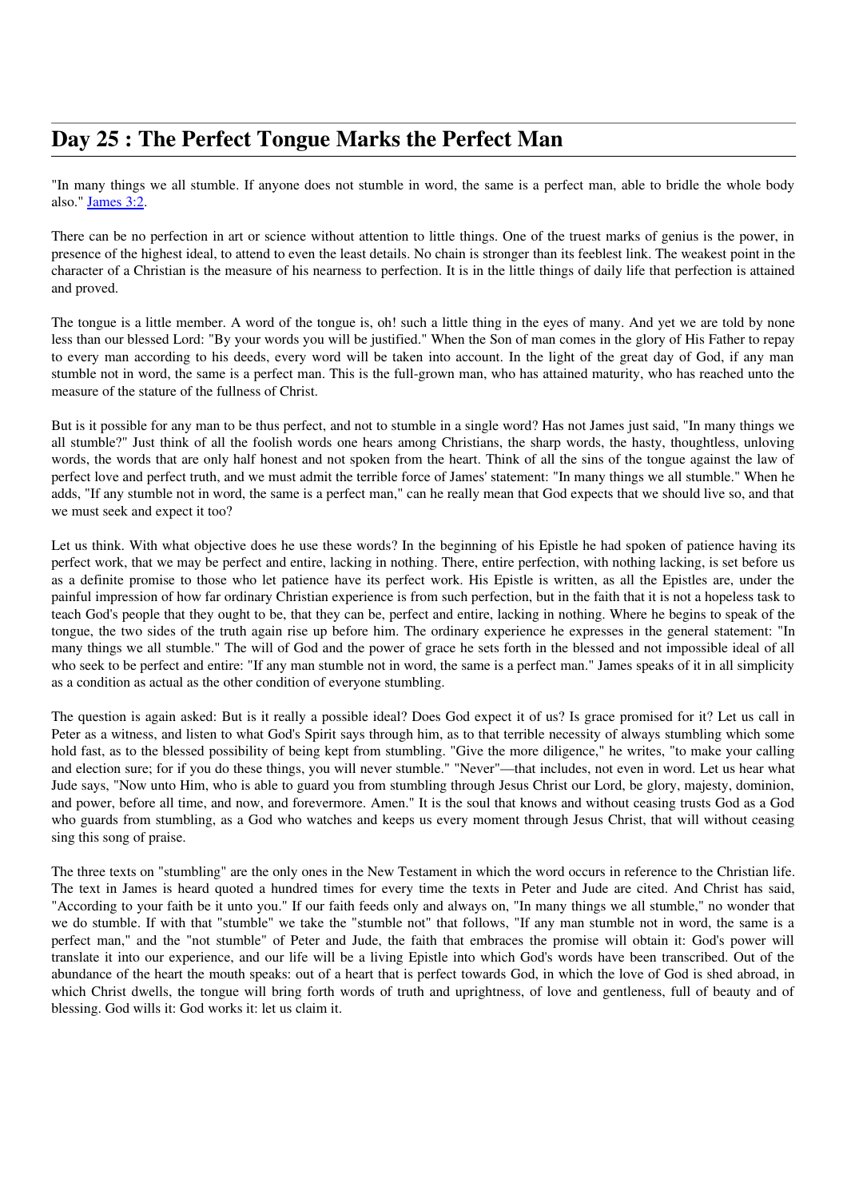# Day 25 : The Perfect Tongue Marks the Perfect Man

"In many things we all stumble. If anyone does not stumble in word, the same is a perfect man, able to bridle the whole body also." James 3:2.

There can be no perfection in art or science without attention to little things. One of the truest marks of genius is the power, in presence of the highest ideal, to attend to even the least details. No chain is stronger than its feeblest link. The weakest point in the character of a Christian is the measure of his nearness to perfection. It is in the little things of daily life that perfection is attained and proved.

The tongue is a little member. A word of the tongue is, oh! such a little thing in the eyes of many. And yet we are told by none less than our blessed Lord: "By your words you will be justified." When the Son of man comes in the glory of His Father to repay to every man according to his deeds, every word will be taken into account. In the light of the great day of God, if any man stumble not in word, the same is a perfect man. This is the full-grown man, who has attained maturity, who has reached unto the measure of the stature of the fullness of Christ.

But is it possible for any man to be thus perfect, and not to stumble in a single word? Has not James just said, "In many things we all stumble?" Just think of all the foolish words one hears among Christians, the sharp words, the hasty, thoughtless, unloving words, the words that are only half honest and not spoken from the heart. Think of all the sins of the tongue against the law of perfect love and perfect truth, and we must admit the terrible force of James' statement: "In many things we all stumble." When he adds, "If any stumble not in word, the same is a perfect man," can he really mean that God expects that we should live so, and that we must seek and expect it too?

Let us think. With what objective does he use these words? In the beginning of his Epistle he had spoken of patience having its perfect work, that we may be perfect and entire, lacking in nothing. There, entire perfection, with nothing lacking, is set before us as a definite promise to those who let patience have its perfect work. His Epistle is written, as all the Epistles are, under the painful impression of how far ordinary Christian experience is from such perfection, but in the faith that it is not a hopeless task to teach God's people that they ought to be, that they can be, perfect and entire, lacking in nothing. Where he begins to speak of the tongue, the two sides of the truth again rise up before him. The ordinary experience he expresses in the general statement: "In many things we all stumble." The will of God and the power of grace he sets forth in the blessed and not impossible ideal of all who seek to be perfect and entire: "If any man stumble not in word, the same is a perfect man." James speaks of it in all simplicity as a condition as actual as the other condition of everyone stumbling.

The question is again asked: But is it really a possible ideal? Does God expect it of us? Is grace promised for it? Let us call in Peter as a witness, and listen to what God's Spirit says through him, as to that terrible necessity of always stumbling which some hold fast, as to the blessed possibility of being kept from stumbling. "Give the more diligence," he writes, "to make your calling and election sure; for if you do these things, you will never stumble." "Never"—that includes, not even in word. Let us hear what Jude says, "Now unto Him, who is able to guard you from stumbling through Jesus Christ our Lord, be glory, majesty, dominion, and power, before all time, and now, and forevermore. Amen." It is the soul that knows and without ceasing trusts God as a God who guards from stumbling, as a God who watches and keeps us every moment through Jesus Christ, that will without ceasing sing this song of praise.

The three texts on "stumbling" are the only ones in the New Testament in which the word occurs in reference to the Christian life. The text in James is heard quoted a hundred times for every time the texts in Peter and Jude are cited. And Christ has said, "According to your faith be it unto you." If our faith feeds only and always on, "In many things we all stumble," no wonder that we do stumble. If with that "stumble" we take the "stumble not" that follows, "If any man stumble not in word, the same is a perfect man," and the "not stumble" of Peter and Jude, the faith that embraces the promise will obtain it: God's power will translate it into our experience, and our life will be a living Epistle into which God's words have been transcribed. Out of the abundance of the heart the mouth speaks: out of a heart that is perfect towards God, in which the love of God is shed abroad, in which Christ dwells, the tongue will bring forth words of truth and uprightness, of love and gentleness, full of beauty and of blessing. God wills it: God works it: let us claim it.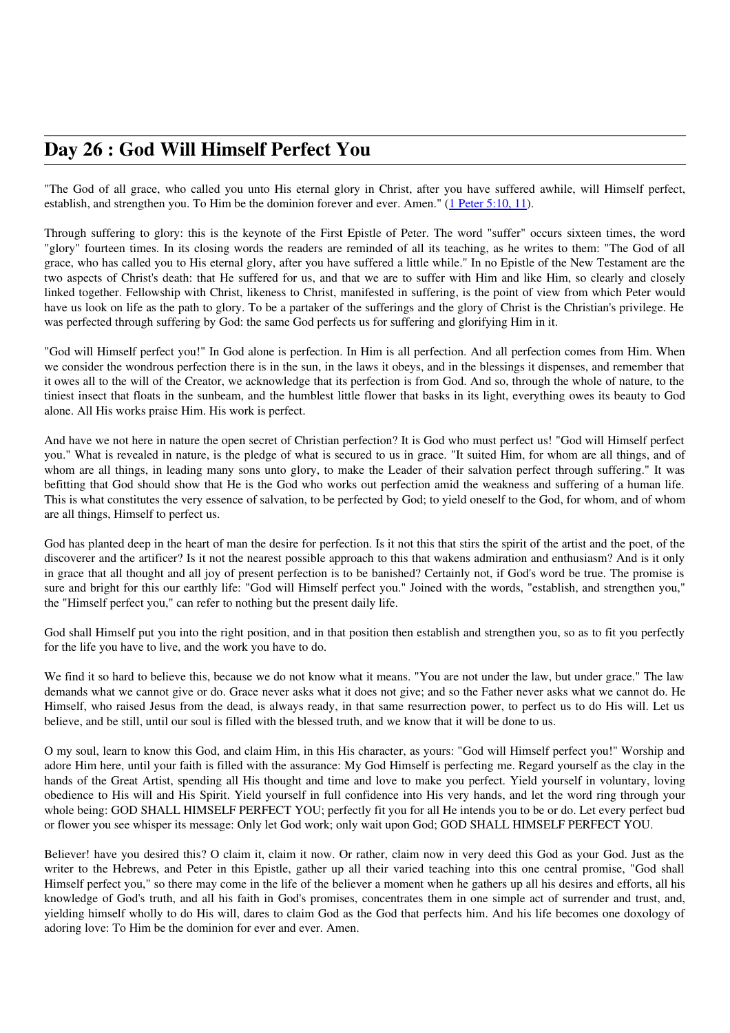# Day 26 : God Will Himself Perfect You

"The God of all grace, who called you unto His eternal glory in Christ, after you have suffered awhile, will Himself perfect, establish, and strengthen you. To Him be the dominion forever and ever. Amen." ([1 Peter 5:10, 11](1 Peter 5:10, 11)).

Through suffering to glory: this is the keynote of the First Epistle of Peter. The word "suffer" occurs sixteen times, the word "glory" fourteen times. In its closing words the readers are reminded of all its teaching, as he writes to them: "The God of all grace, who has called you to His eternal glory, after you have suffered a little while." In no Epistle of the New Testament are the two aspects of Christ's death: that He suffered for us, and that we are to suffer with Him and like Him, so clearly and closely linked together. Fellowship with Christ, likeness to Christ, manifested in suffering, is the point of view from which Peter would have us look on life as the path to glory. To be a partaker of the sufferings and the glory of Christ is the Christian's privilege. He was perfected through suffering by God: the same God perfects us for suffering and glorifying Him in it.

"God will Himself perfect you!" In God alone is perfection. In Him is all perfection. And all perfection comes from Him. When we consider the wondrous perfection there is in the sun, in the laws it obeys, and in the blessings it dispenses, and remember that it owes all to the will of the Creator, we acknowledge that its perfection is from God. And so, through the whole of nature, to the tiniest insect that floats in the sunbeam, and the humblest little flower that basks in its light, everything owes its beauty to God alone. All His works praise Him. His work is perfect.

And have we not here in nature the open secret of Christian perfection? It is God who must perfect us! "God will Himself perfect you." What is revealed in nature, is the pledge of what is secured to us in grace. "It suited Him, for whom are all things, and of whom are all things, in leading many sons unto glory, to make the Leader of their salvation perfect through suffering." It was befitting that God should show that He is the God who works out perfection amid the weakness and suffering of a human life. This is what constitutes the very essence of salvation, to be perfected by God; to yield oneself to the God, for whom, and of whom are all things, Himself to perfect us.

God has planted deep in the heart of man the desire for perfection. Is it not this that stirs the spirit of the artist and the poet, of the discoverer and the artificer? Is it not the nearest possible approach to this that wakens admiration and enthusiasm? And is it only in grace that all thought and all joy of present perfection is to be banished? Certainly not, if God's word be true. The promise is sure and bright for this our earthly life: "God will Himself perfect you." Joined with the words, "establish, and strengthen you," the "Himself perfect you," can refer to nothing but the present daily life.

God shall Himself put you into the right position, and in that position then establish and strengthen you, so as to fit you perfectly for the life you have to live, and the work you have to do.

We find it so hard to believe this, because we do not know what it means. "You are not under the law, but under grace." The law demands what we cannot give or do. Grace never asks what it does not give; and so the Father never asks what we cannot do. He Himself, who raised Jesus from the dead, is always ready, in that same resurrection power, to perfect us to do His will. Let us believe, and be still, until our soul is filled with the blessed truth, and we know that it will be done to us.

O my soul, learn to know this God, and claim Him, in this His character, as yours: "God will Himself perfect you!" Worship and adore Him here, until your faith is filled with the assurance: My God Himself is perfecting me. Regard yourself as the clay in the hands of the Great Artist, spending all His thought and time and love to make you perfect. Yield yourself in voluntary, loving obedience to His will and His Spirit. Yield yourself in full confidence into His very hands, and let the word ring through your whole being: GOD SHALL HIMSELF PERFECT YOU; perfectly fit you for all He intends you to be or do. Let every perfect bud or flower you see whisper its message: Only let God work; only wait upon God; GOD SHALL HIMSELF PERFECT YOU.

Believer! have you desired this? O claim it, claim it now. Or rather, claim now in very deed this God as your God. Just as the writer to the Hebrews, and Peter in this Epistle, gather up all their varied teaching into this one central promise, "God shall Himself perfect you," so there may come in the life of the believer a moment when he gathers up all his desires and efforts, all his knowledge of God's truth, and all his faith in God's promises, concentrates them in one simple act of surrender and trust, and, yielding himself wholly to do His will, dares to claim God as the God that perfects him. And his life becomes one doxology of adoring love: To Him be the dominion for ever and ever. Amen.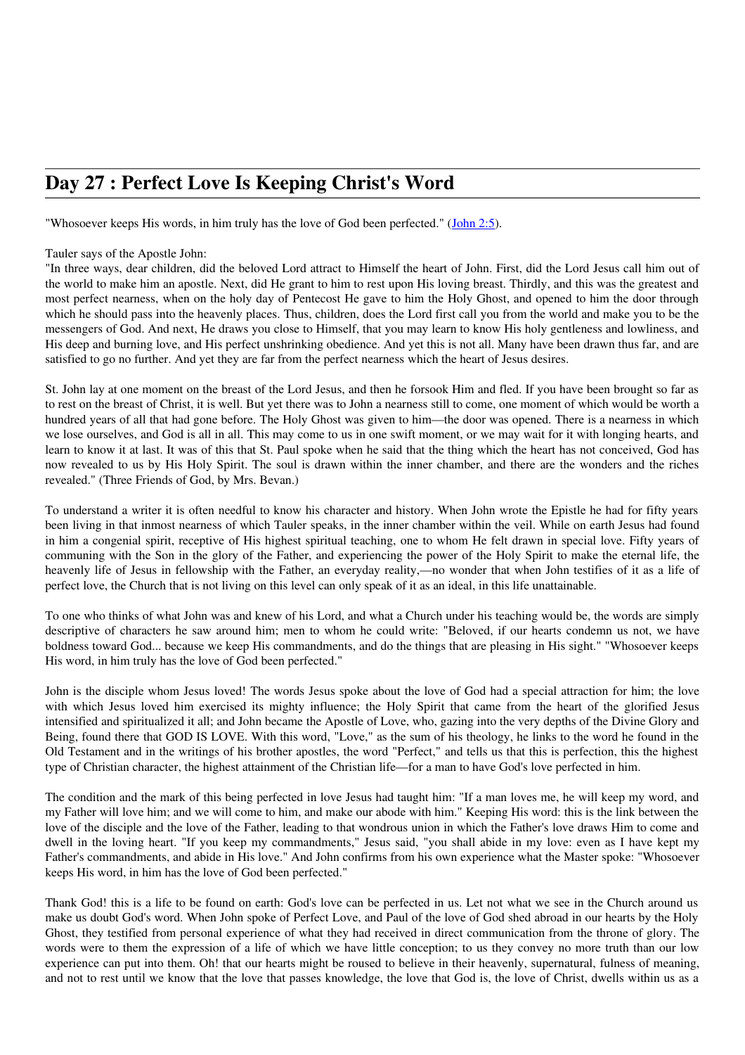## Day 27 : Perfect Love Is Keeping Christ's Word

"Whosoever keeps His words, in him truly has the love of God been perfected." (John 2:5).

Tauler says of the Apostle John:
"In three ways, dear children, did the beloved Lord attract to Himself the heart of John. First, did the Lord Jesus call him out of the world to make him an apostle. Next, did He grant to him to rest upon His loving breast. Thirdly, and this was the greatest and most perfect nearness, when on the holy day of Pentecost He gave to him the Holy Ghost, and opened to him the door through which he should pass into the heavenly places. Thus, children, does the Lord first call you from the world and make you to be the messengers of God. And next, He draws you close to Himself, that you may learn to know His holy gentleness and lowliness, and His deep and burning love, and His perfect unshrinking obedience. And yet this is not all. Many have been drawn thus far, and are satisfied to go no further. And yet they are far from the perfect nearness which the heart of Jesus desires.

St. John lay at one moment on the breast of the Lord Jesus, and then he forsook Him and fled. If you have been brought so far as to rest on the breast of Christ, it is well. But yet there was to John a nearness still to come, one moment of which would be worth a hundred years of all that had gone before. The Holy Ghost was given to him—the door was opened. There is a nearness in which we lose ourselves, and God is all in all. This may come to us in one swift moment, or we may wait for it with longing hearts, and learn to know it at last. It was of this that St. Paul spoke when he said that the thing which the heart has not conceived, God has now revealed to us by His Holy Spirit. The soul is drawn within the inner chamber, and there are the wonders and the riches revealed." (Three Friends of God, by Mrs. Bevan.)

To understand a writer it is often needful to know his character and history. When John wrote the Epistle he had for fifty years been living in that inmost nearness of which Tauler speaks, in the inner chamber within the veil. While on earth Jesus had found in him a congenial spirit, receptive of His highest spiritual teaching, one to whom He felt drawn in special love. Fifty years of communing with the Son in the glory of the Father, and experiencing the power of the Holy Spirit to make the eternal life, the heavenly life of Jesus in fellowship with the Father, an everyday reality,—no wonder that when John testifies of it as a life of perfect love, the Church that is not living on this level can only speak of it as an ideal, in this life unattainable.

To one who thinks of what John was and knew of his Lord, and what a Church under his teaching would be, the words are simply descriptive of characters he saw around him; men to whom he could write: "Beloved, if our hearts condemn us not, we have boldness toward God... because we keep His commandments, and do the things that are pleasing in His sight." "Whosoever keeps His word, in him truly has the love of God been perfected."

John is the disciple whom Jesus loved! The words Jesus spoke about the love of God had a special attraction for him; the love with which Jesus loved him exercised its mighty influence; the Holy Spirit that came from the heart of the glorified Jesus intensified and spiritualized it all; and John became the Apostle of Love, who, gazing into the very depths of the Divine Glory and Being, found there that GOD IS LOVE. With this word, "Love," as the sum of his theology, he links to the word he found in the Old Testament and in the writings of his brother apostles, the word "Perfect," and tells us that this is perfection, this the highest type of Christian character, the highest attainment of the Christian life—for a man to have God's love perfected in him.

The condition and the mark of this being perfected in love Jesus had taught him: "If a man loves me, he will keep my word, and my Father will love him; and we will come to him, and make our abode with him." Keeping His word: this is the link between the love of the disciple and the love of the Father, leading to that wondrous union in which the Father's love draws Him to come and dwell in the loving heart. "If you keep my commandments," Jesus said, "you shall abide in my love: even as I have kept my Father's commandments, and abide in His love." And John confirms from his own experience what the Master spoke: "Whosoever keeps His word, in him has the love of God been perfected."

Thank God! this is a life to be found on earth: God's love can be perfected in us. Let not what we see in the Church around us make us doubt God's word. When John spoke of Perfect Love, and Paul of the love of God shed abroad in our hearts by the Holy Ghost, they testified from personal experience of what they had received in direct communication from the throne of glory. The words were to them the expression of a life of which we have little conception; to us they convey no more truth than our low experience can put into them. Oh! that our hearts might be roused to believe in their heavenly, supernatural, fulness of meaning, and not to rest until we know that the love that passes knowledge, the love that God is, the love of Christ, dwells within us as a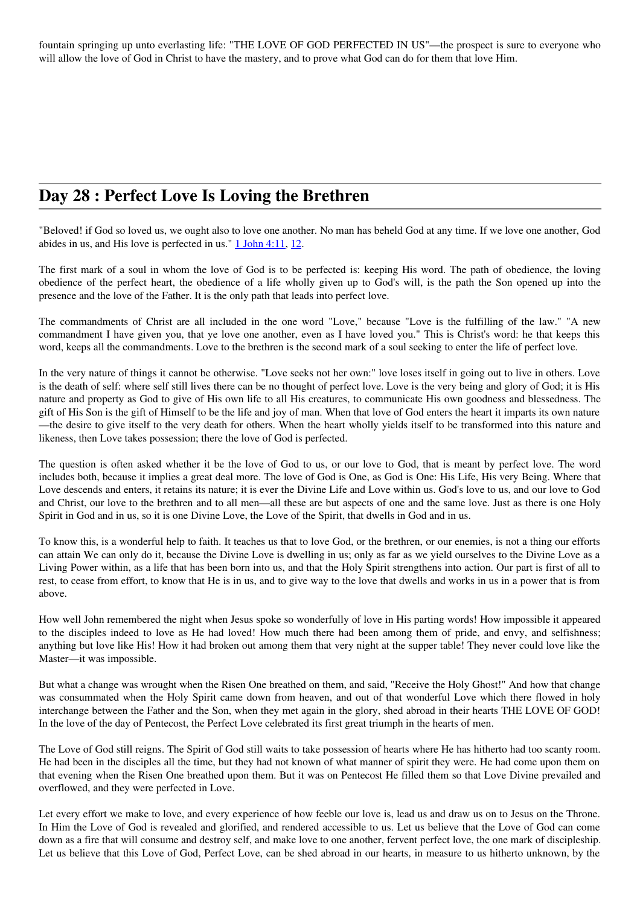fountain springing up unto everlasting life: "THE LOVE OF GOD PERFECTED IN US"—the prospect is sure to everyone who will allow the love of God in Christ to have the mastery, and to prove what God can do for them that love Him.

## Day 28 : Perfect Love Is Loving the Brethren

"Beloved! if God so loved us, we ought also to love one another. No man has beheld God at any time. If we love one another, God abides in us, and His love is perfected in us." 1 John 4:11, 12.

The first mark of a soul in whom the love of God is to be perfected is: keeping His word. The path of obedience, the loving obedience of the perfect heart, the obedience of a life wholly given up to God's will, is the path the Son opened up into the presence and the love of the Father. It is the only path that leads into perfect love.

The commandments of Christ are all included in the one word "Love," because "Love is the fulfilling of the law." "A new commandment I have given you, that ye love one another, even as I have loved you." This is Christ's word: he that keeps this word, keeps all the commandments. Love to the brethren is the second mark of a soul seeking to enter the life of perfect love.

In the very nature of things it cannot be otherwise. "Love seeks not her own:" love loses itself in going out to live in others. Love is the death of self: where self still lives there can be no thought of perfect love. Love is the very being and glory of God; it is His nature and property as God to give of His own life to all His creatures, to communicate His own goodness and blessedness. The gift of His Son is the gift of Himself to be the life and joy of man. When that love of God enters the heart it imparts its own nature—the desire to give itself to the very death for others. When the heart wholly yields itself to be transformed into this nature and likeness, then Love takes possession; there the love of God is perfected.

The question is often asked whether it be the love of God to us, or our love to God, that is meant by perfect love. The word includes both, because it implies a great deal more. The love of God is One, as God is One: His Life, His very Being. Where that Love descends and enters, it retains its nature; it is ever the Divine Life and Love within us. God's love to us, and our love to God and Christ, our love to the brethren and to all men—all these are but aspects of one and the same love. Just as there is one Holy Spirit in God and in us, so it is one Divine Love, the Love of the Spirit, that dwells in God and in us.

To know this, is a wonderful help to faith. It teaches us that to love God, or the brethren, or our enemies, is not a thing our efforts can attain We can only do it, because the Divine Love is dwelling in us; only as far as we yield ourselves to the Divine Love as a Living Power within, as a life that has been born into us, and that the Holy Spirit strengthens into action. Our part is first of all to rest, to cease from effort, to know that He is in us, and to give way to the love that dwells and works in us in a power that is from above.

How well John remembered the night when Jesus spoke so wonderfully of love in His parting words! How impossible it appeared to the disciples indeed to love as He had loved! How much there had been among them of pride, and envy, and selfishness; anything but love like His! How it had broken out among them that very night at the supper table! They never could love like the Master—it was impossible.

But what a change was wrought when the Risen One breathed on them, and said, "Receive the Holy Ghost!" And how that change was consummated when the Holy Spirit came down from heaven, and out of that wonderful Love which there flowed in holy interchange between the Father and the Son, when they met again in the glory, shed abroad in their hearts THE LOVE OF GOD! In the love of the day of Pentecost, the Perfect Love celebrated its first great triumph in the hearts of men.

The Love of God still reigns. The Spirit of God still waits to take possession of hearts where He has hitherto had too scanty room. He had been in the disciples all the time, but they had not known of what manner of spirit they were. He had come upon them on that evening when the Risen One breathed upon them. But it was on Pentecost He filled them so that Love Divine prevailed and overflowed, and they were perfected in Love.

Let every effort we make to love, and every experience of how feeble our love is, lead us and draw us on to Jesus on the Throne. In Him the Love of God is revealed and glorified, and rendered accessible to us. Let us believe that the Love of God can come down as a fire that will consume and destroy self, and make love to one another, fervent perfect love, the one mark of discipleship. Let us believe that this Love of God, Perfect Love, can be shed abroad in our hearts, in measure to us hitherto unknown, by the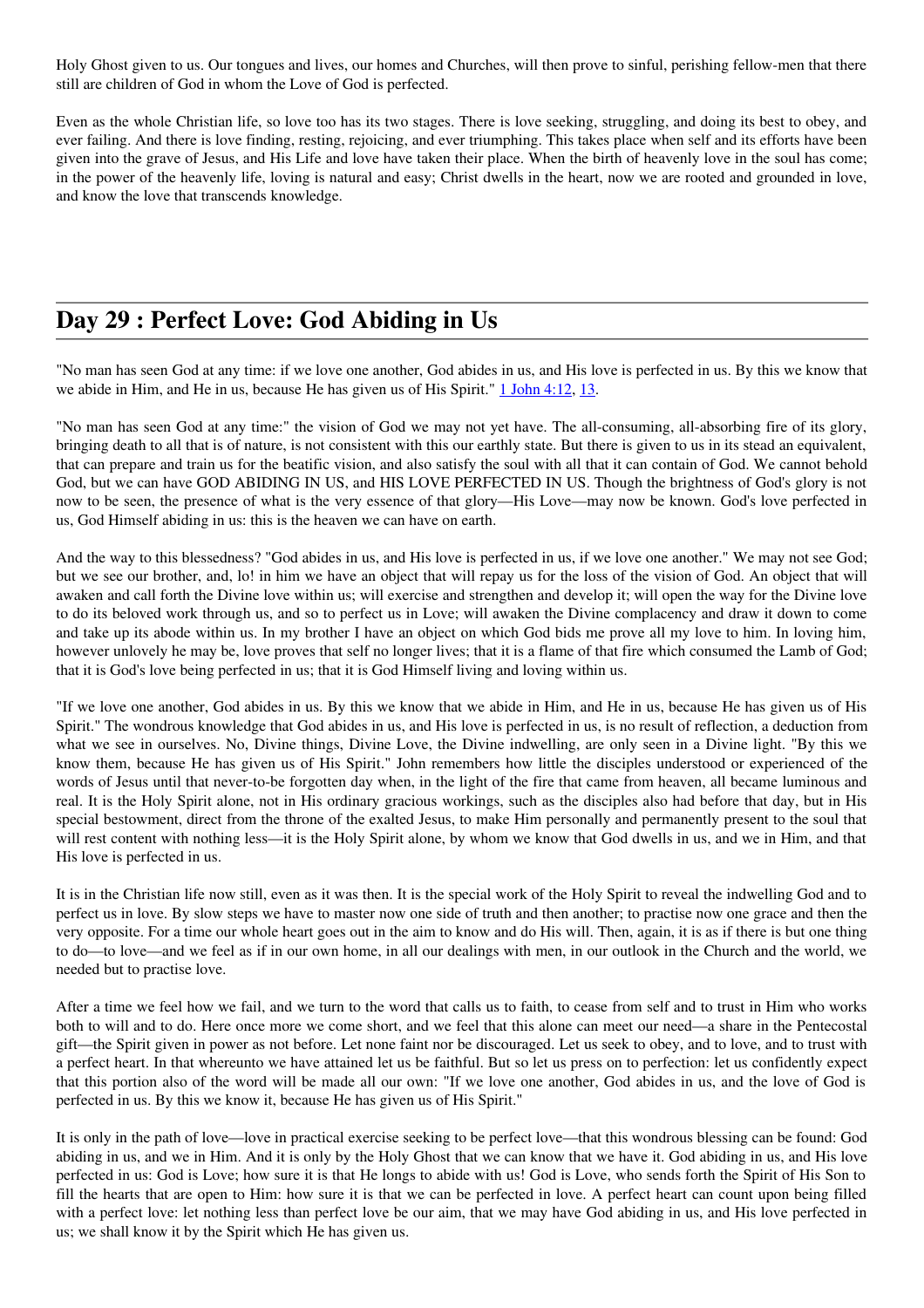Holy Ghost given to us. Our tongues and lives, our homes and Churches, will then prove to sinful, perishing fellow-men that there still are children of God in whom the Love of God is perfected.

Even as the whole Christian life, so love too has its two stages. There is love seeking, struggling, and doing its best to obey, and ever failing. And there is love finding, resting, rejoicing, and ever triumphing. This takes place when self and its efforts have been given into the grave of Jesus, and His Life and love have taken their place. When the birth of heavenly love in the soul has come; in the power of the heavenly life, loving is natural and easy; Christ dwells in the heart, now we are rooted and grounded in love, and know the love that transcends knowledge.

## Day 29 : Perfect Love: God Abiding in Us

"No man has seen God at any time: if we love one another, God abides in us, and His love is perfected in us. By this we know that we abide in Him, and He in us, because He has given us of His Spirit." [1 John 4:12], [13].

"No man has seen God at any time:" the vision of God we may not yet have. The all-consuming, all-absorbing fire of its glory, bringing death to all that is of nature, is not consistent with this our earthly state. But there is given to us in its stead an equivalent, that can prepare and train us for the beatific vision, and also satisfy the soul with all that it can contain of God. We cannot behold God, but we can have GOD ABIDING IN US, and HIS LOVE PERFECTED IN US. Though the brightness of God's glory is not now to be seen, the presence of what is the very essence of that glory—His Love—may now be known. God's love perfected in us, God Himself abiding in us: this is the heaven we can have on earth.

And the way to this blessedness? "God abides in us, and His love is perfected in us, if we love one another." We may not see God; but we see our brother, and, lo! in him we have an object that will repay us for the loss of the vision of God. An object that will awaken and call forth the Divine love within us; will exercise and strengthen and develop it; will open the way for the Divine love to do its beloved work through us, and so to perfect us in Love; will awaken the Divine complacency and draw it down to come and take up its abode within us. In my brother I have an object on which God bids me prove all my love to him. In loving him, however unlovely he may be, love proves that self no longer lives; that it is a flame of that fire which consumed the Lamb of God; that it is God's love being perfected in us; that it is God Himself living and loving within us.

"If we love one another, God abides in us. By this we know that we abide in Him, and He in us, because He has given us of His Spirit." The wondrous knowledge that God abides in us, and His love is perfected in us, is no result of reflection, a deduction from what we see in ourselves. No, Divine things, Divine Love, the Divine indwelling, are only seen in a Divine light. "By this we know them, because He has given us of His Spirit." John remembers how little the disciples understood or experienced of the words of Jesus until that never-to-be forgotten day when, in the light of the fire that came from heaven, all became luminous and real. It is the Holy Spirit alone, not in His ordinary gracious workings, such as the disciples also had before that day, but in His special bestowment, direct from the throne of the exalted Jesus, to make Him personally and permanently present to the soul that will rest content with nothing less—it is the Holy Spirit alone, by whom we know that God dwells in us, and we in Him, and that His love is perfected in us.

It is in the Christian life now still, even as it was then. It is the special work of the Holy Spirit to reveal the indwelling God and to perfect us in love. By slow steps we have to master now one side of truth and then another; to practise now one grace and then the very opposite. For a time our whole heart goes out in the aim to know and do His will. Then, again, it is as if there is but one thing to do—to love—and we feel as if in our own home, in all our dealings with men, in our outlook in the Church and the world, we needed but to practise love.

After a time we feel how we fail, and we turn to the word that calls us to faith, to cease from self and to trust in Him who works both to will and to do. Here once more we come short, and we feel that this alone can meet our need—a share in the Pentecostal gift—the Spirit given in power as not before. Let none faint nor be discouraged. Let us seek to obey, and to love, and to trust with a perfect heart. In that whereunto we have attained let us be faithful. But so let us press on to perfection: let us confidently expect that this portion also of the word will be made all our own: "If we love one another, God abides in us, and the love of God is perfected in us. By this we know it, because He has given us of His Spirit."

It is only in the path of love—love in practical exercise seeking to be perfect love—that this wondrous blessing can be found: God abiding in us, and we in Him. And it is only by the Holy Ghost that we can know that we have it. God abiding in us, and His love perfected in us: God is Love; how sure it is that He longs to abide with us! God is Love, who sends forth the Spirit of His Son to fill the hearts that are open to Him: how sure it is that we can be perfected in love. A perfect heart can count upon being filled with a perfect love: let nothing less than perfect love be our aim, that we may have God abiding in us, and His love perfected in us; we shall know it by the Spirit which He has given us.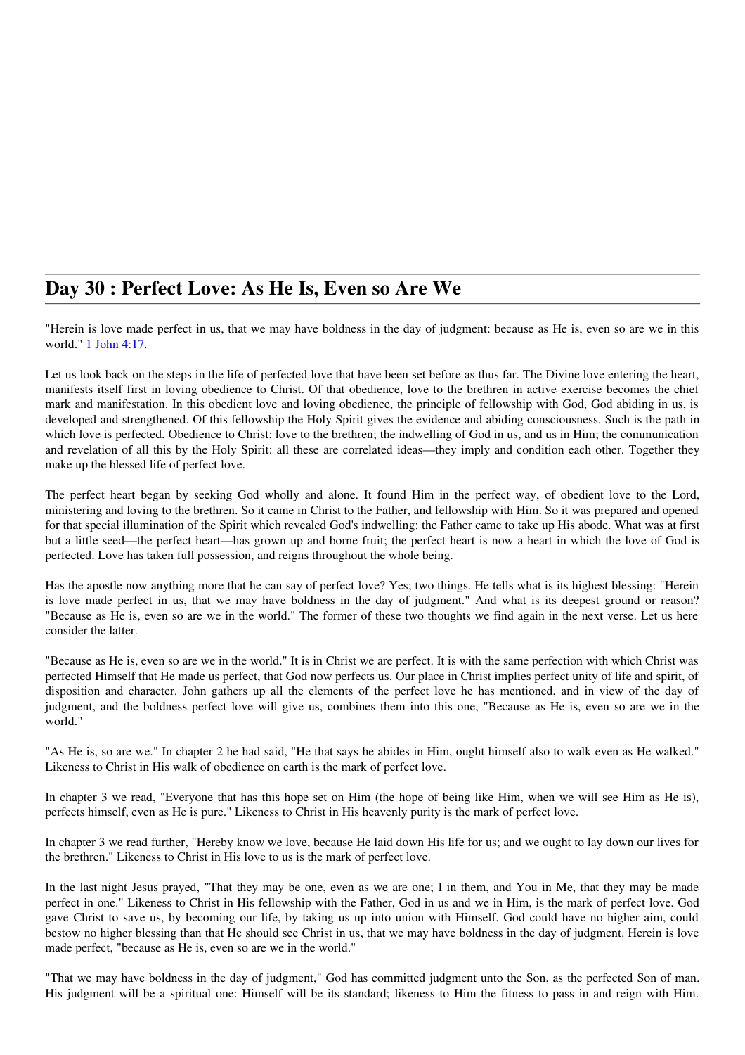## Day 30 : Perfect Love: As He Is, Even so Are We

"Herein is love made perfect in us, that we may have boldness in the day of judgment: because as He is, even so are we in this world." [1 John 4:17](1 John 4:17).

Let us look back on the steps in the life of perfected love that have been set before as thus far. The Divine love entering the heart, manifests itself first in loving obedience to Christ. Of that obedience, love to the brethren in active exercise becomes the chief mark and manifestation. In this obedient love and loving obedience, the principle of fellowship with God, God abiding in us, is developed and strengthened. Of this fellowship the Holy Spirit gives the evidence and abiding consciousness. Such is the path in which love is perfected. Obedience to Christ: love to the brethren; the indwelling of God in us, and us in Him; the communication and revelation of all this by the Holy Spirit: all these are correlated ideas—they imply and condition each other. Together they make up the blessed life of perfect love.

The perfect heart began by seeking God wholly and alone. It found Him in the perfect way, of obedient love to the Lord, ministering and loving to the brethren. So it came in Christ to the Father, and fellowship with Him. So it was prepared and opened for that special illumination of the Spirit which revealed God's indwelling: the Father came to take up His abode. What was at first but a little seed—the perfect heart—has grown up and borne fruit; the perfect heart is now a heart in which the love of God is perfected. Love has taken full possession, and reigns throughout the whole being.

Has the apostle now anything more that he can say of perfect love? Yes; two things. He tells what is its highest blessing: "Herein is love made perfect in us, that we may have boldness in the day of judgment." And what is its deepest ground or reason? "Because as He is, even so are we in the world." The former of these two thoughts we find again in the next verse. Let us here consider the latter.

"Because as He is, even so are we in the world." It is in Christ we are perfect. It is with the same perfection with which Christ was perfected Himself that He made us perfect, that God now perfects us. Our place in Christ implies perfect unity of life and spirit, of disposition and character. John gathers up all the elements of the perfect love he has mentioned, and in view of the day of judgment, and the boldness perfect love will give us, combines them into this one, "Because as He is, even so are we in the world."

"As He is, so are we." In chapter 2 he had said, "He that says he abides in Him, ought himself also to walk even as He walked." Likeness to Christ in His walk of obedience on earth is the mark of perfect love.

In chapter 3 we read, "Everyone that has this hope set on Him (the hope of being like Him, when we will see Him as He is), perfects himself, even as He is pure." Likeness to Christ in His heavenly purity is the mark of perfect love.

In chapter 3 we read further, "Hereby know we love, because He laid down His life for us; and we ought to lay down our lives for the brethren." Likeness to Christ in His love to us is the mark of perfect love.

In the last night Jesus prayed, "That they may be one, even as we are one; I in them, and You in Me, that they may be made perfect in one." Likeness to Christ in His fellowship with the Father, God in us and we in Him, is the mark of perfect love. God gave Christ to save us, by becoming our life, by taking us up into union with Himself. God could have no higher aim, could bestow no higher blessing than that He should see Christ in us, that we may have boldness in the day of judgment. Herein is love made perfect, "because as He is, even so are we in the world."

"That we may have boldness in the day of judgment," God has committed judgment unto the Son, as the perfected Son of man. His judgment will be a spiritual one: Himself will be its standard; likeness to Him the fitness to pass in and reign with Him.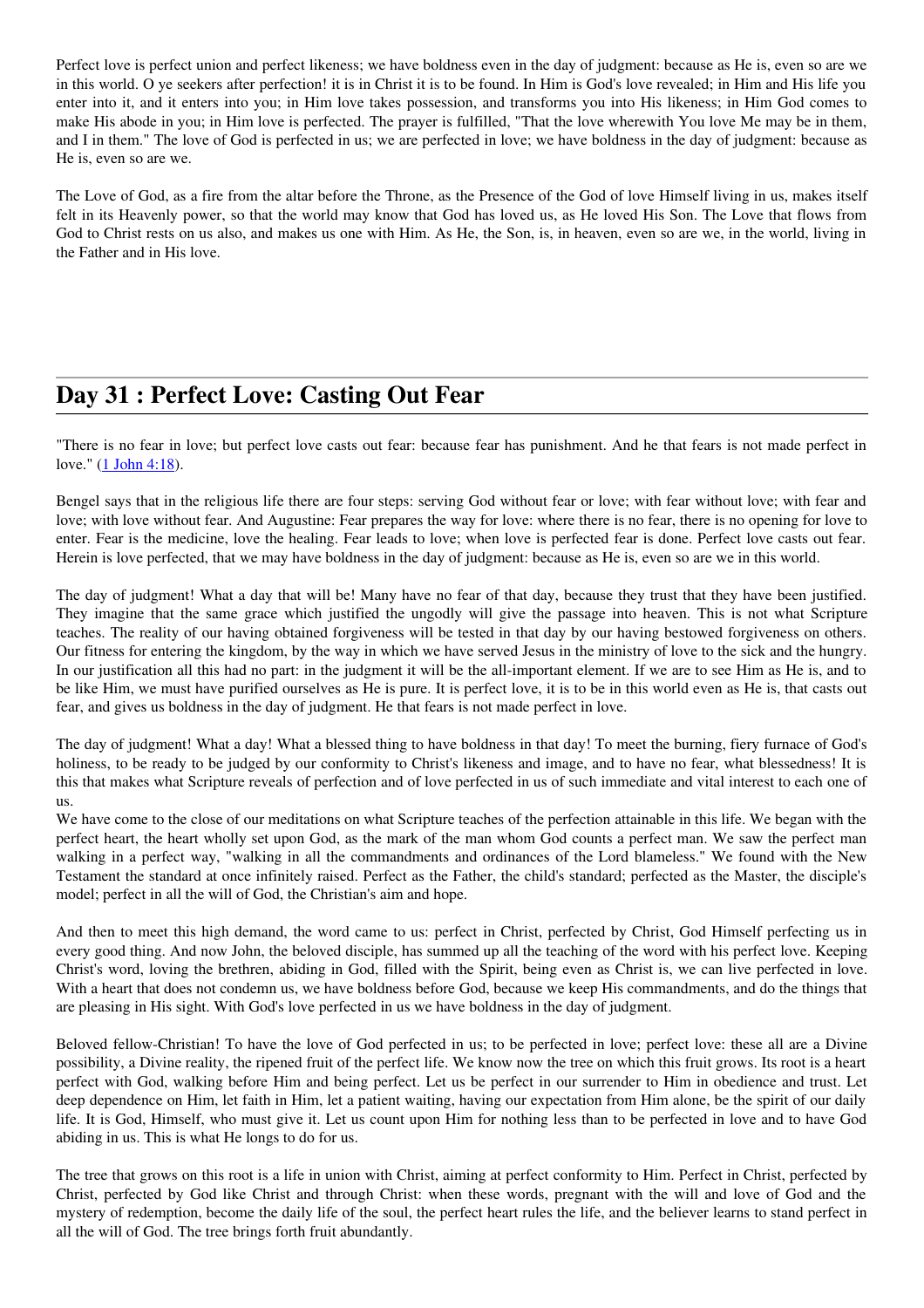Perfect love is perfect union and perfect likeness; we have boldness even in the day of judgment: because as He is, even so are we in this world. O ye seekers after perfection! it is in Christ it is to be found. In Him is God's love revealed; in Him and His life you enter into it, and it enters into you; in Him love takes possession, and transforms you into His likeness; in Him God comes to make His abode in you; in Him love is perfected. The prayer is fulfilled, "That the love wherewith You love Me may be in them, and I in them." The love of God is perfected in us; we are perfected in love; we have boldness in the day of judgment: because as He is, even so are we.

The Love of God, as a fire from the altar before the Throne, as the Presence of the God of love Himself living in us, makes itself felt in its Heavenly power, so that the world may know that God has loved us, as He loved His Son. The Love that flows from God to Christ rests on us also, and makes us one with Him. As He, the Son, is, in heaven, even so are we, in the world, living in the Father and in His love.

## Day 31 : Perfect Love: Casting Out Fear

"There is no fear in love; but perfect love casts out fear: because fear has punishment. And he that fears is not made perfect in love." (1 John 4:18).

Bengel says that in the religious life there are four steps: serving God without fear or love; with fear without love; with fear and love; with love without fear. And Augustine: Fear prepares the way for love: where there is no fear, there is no opening for love to enter. Fear is the medicine, love the healing. Fear leads to love; when love is perfected fear is done. Perfect love casts out fear. Herein is love perfected, that we may have boldness in the day of judgment: because as He is, even so are we in this world.

The day of judgment! What a day that will be! Many have no fear of that day, because they trust that they have been justified. They imagine that the same grace which justified the ungodly will give the passage into heaven. This is not what Scripture teaches. The reality of our having obtained forgiveness will be tested in that day by our having bestowed forgiveness on others. Our fitness for entering the kingdom, by the way in which we have served Jesus in the ministry of love to the sick and the hungry. In our justification all this had no part: in the judgment it will be the all-important element. If we are to see Him as He is, and to be like Him, we must have purified ourselves as He is pure. It is perfect love, it is to be in this world even as He is, that casts out fear, and gives us boldness in the day of judgment. He that fears is not made perfect in love.

The day of judgment! What a day! What a blessed thing to have boldness in that day! To meet the burning, fiery furnace of God's holiness, to be ready to be judged by our conformity to Christ's likeness and image, and to have no fear, what blessedness! It is this that makes what Scripture reveals of perfection and of love perfected in us of such immediate and vital interest to each one of us.

We have come to the close of our meditations on what Scripture teaches of the perfection attainable in this life. We began with the perfect heart, the heart wholly set upon God, as the mark of the man whom God counts a perfect man. We saw the perfect man walking in a perfect way, "walking in all the commandments and ordinances of the Lord blameless." We found with the New Testament the standard at once infinitely raised. Perfect as the Father, the child's standard; perfected as the Master, the disciple's model; perfect in all the will of God, the Christian's aim and hope.

And then to meet this high demand, the word came to us: perfect in Christ, perfected by Christ, God Himself perfecting us in every good thing. And now John, the beloved disciple, has summed up all the teaching of the word with his perfect love. Keeping Christ's word, loving the brethren, abiding in God, filled with the Spirit, being even as Christ is, we can live perfected in love. With a heart that does not condemn us, we have boldness before God, because we keep His commandments, and do the things that are pleasing in His sight. With God's love perfected in us we have boldness in the day of judgment.

Beloved fellow-Christian! To have the love of God perfected in us; to be perfected in love; perfect love: these all are a Divine possibility, a Divine reality, the ripened fruit of the perfect life. We know now the tree on which this fruit grows. Its root is a heart perfect with God, walking before Him and being perfect. Let us be perfect in our surrender to Him in obedience and trust. Let deep dependence on Him, let faith in Him, let a patient waiting, having our expectation from Him alone, be the spirit of our daily life. It is God, Himself, who must give it. Let us count upon Him for nothing less than to be perfected in love and to have God abiding in us. This is what He longs to do for us.

The tree that grows on this root is a life in union with Christ, aiming at perfect conformity to Him. Perfect in Christ, perfected by Christ, perfected by God like Christ and through Christ: when these words, pregnant with the will and love of God and the mystery of redemption, become the daily life of the soul, the perfect heart rules the life, and the believer learns to stand perfect in all the will of God. The tree brings forth fruit abundantly.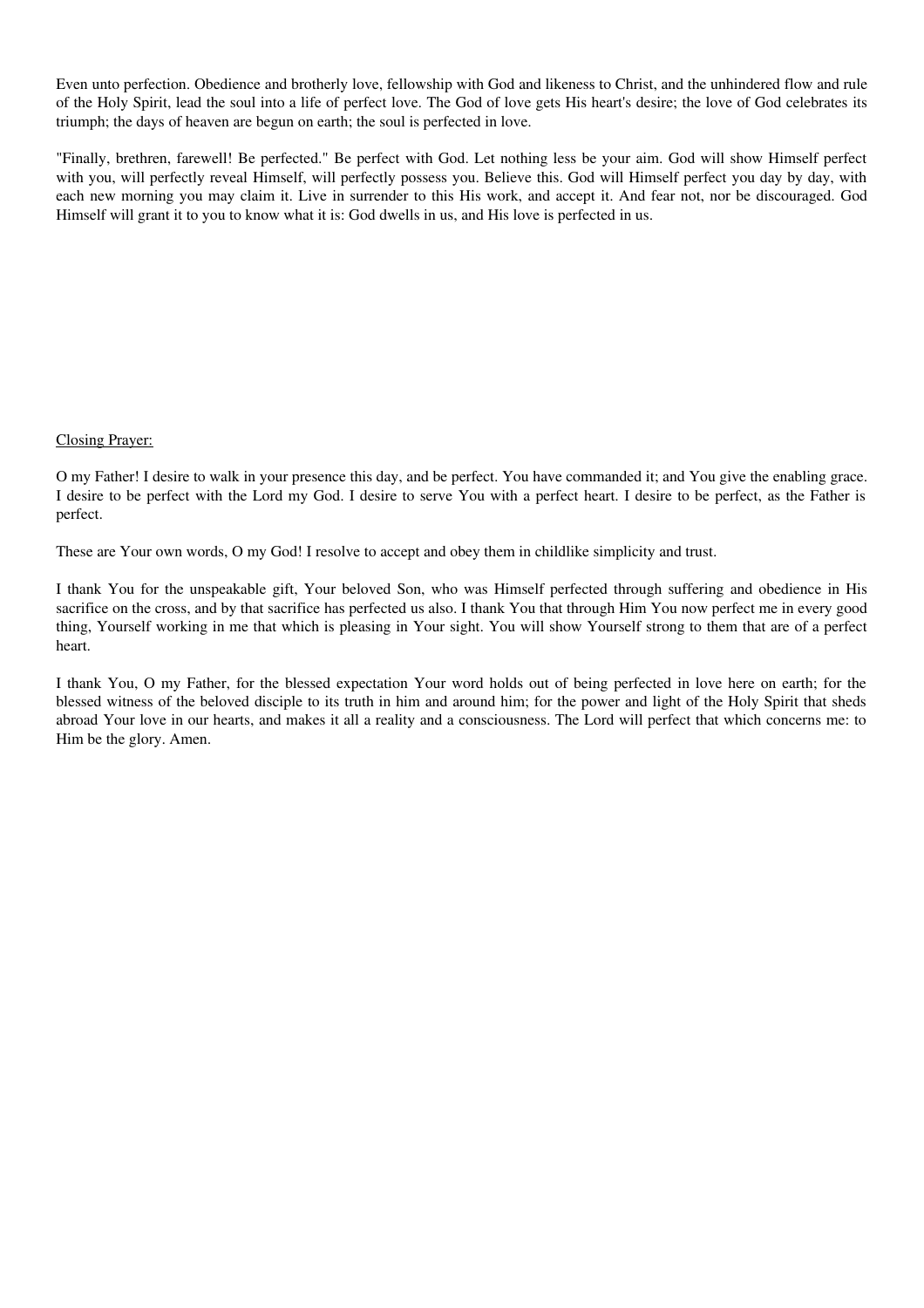Even unto perfection. Obedience and brotherly love, fellowship with God and likeness to Christ, and the unhindered flow and rule of the Holy Spirit, lead the soul into a life of perfect love. The God of love gets His heart's desire; the love of God celebrates its triumph; the days of heaven are begun on earth; the soul is perfected in love.

"Finally, brethren, farewell! Be perfected." Be perfect with God. Let nothing less be your aim. God will show Himself perfect with you, will perfectly reveal Himself, will perfectly possess you. Believe this. God will Himself perfect you day by day, with each new morning you may claim it. Live in surrender to this His work, and accept it. And fear not, nor be discouraged. God Himself will grant it to you to know what it is: God dwells in us, and His love is perfected in us.

Closing Prayer:

O my Father! I desire to walk in your presence this day, and be perfect. You have commanded it; and You give the enabling grace. I desire to be perfect with the Lord my God. I desire to serve You with a perfect heart. I desire to be perfect, as the Father is perfect.

These are Your own words, O my God! I resolve to accept and obey them in childlike simplicity and trust.

I thank You for the unspeakable gift, Your beloved Son, who was Himself perfected through suffering and obedience in His sacrifice on the cross, and by that sacrifice has perfected us also. I thank You that through Him You now perfect me in every good thing, Yourself working in me that which is pleasing in Your sight. You will show Yourself strong to them that are of a perfect heart.

I thank You, O my Father, for the blessed expectation Your word holds out of being perfected in love here on earth; for the blessed witness of the beloved disciple to its truth in him and around him; for the power and light of the Holy Spirit that sheds abroad Your love in our hearts, and makes it all a reality and a consciousness. The Lord will perfect that which concerns me: to Him be the glory. Amen.